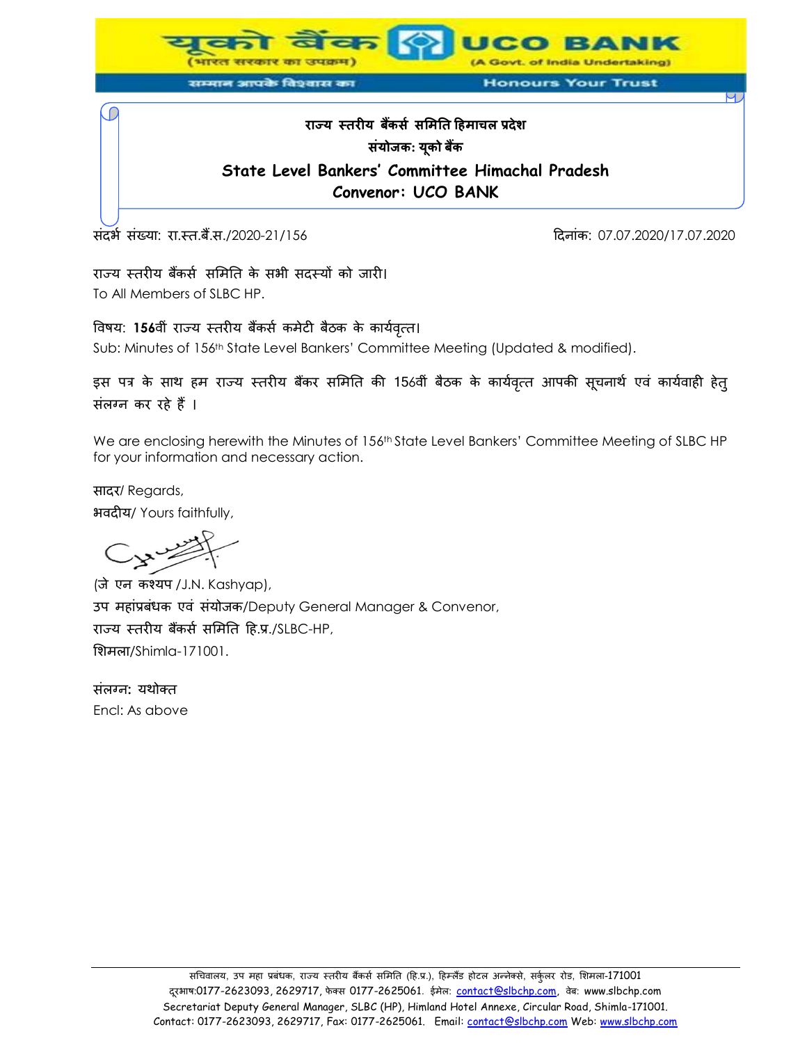यूको बैंक (भारत सरकार का उपक्रम) — UCO BANK (A Govt. of India Undertaking)

सम्मान आपके विश्वास का — Honours Your Trust

**राज्य स्तरीय बैंकर्स समिति हिमाचल प्रदेश**

**संयोजक: यूको बैंक**

**State Level Bankers' Committee Himachal Pradesh**

**Convenor: UCO BANK**

संदर्भ संख्या: रा.स्त.बैं.स./2020-21/156 दिनांक: 07.07.2020/17.07.2020

राज्य स्तरीय बैंकर्स समिति के सभी सदस्यों को जारी।
To All Members of SLBC HP.

विषय: **156**वीं राज्य स्तरीय बैंकर्स कमेटी बैठक के कार्यवृत्त।
Sub: Minutes of 156th State Level Bankers' Committee Meeting (Updated & modified).

इस पत्र के साथ हम राज्य स्तरीय बैंकर समिति की 156वीं बैठक के कार्यवृत्त आपकी सूचनार्थ एवं कार्यवाही हेतु संलग्न कर रहे हैं ।

We are enclosing herewith the Minutes of 156th State Level Bankers' Committee Meeting of SLBC HP for your information and necessary action.

सादर/ Regards,
भवदीय/ Yours faithfully,

(जे एन कश्यप /J.N. Kashyap),
उप महाप्रबंधक एवं संयोजक/Deputy General Manager & Convenor,
राज्य स्तरीय बैंकर्स समिति हि.प्र./SLBC-HP,
शिमला/Shimla-171001.

संलग्न: यथोक्त
Encl: As above

सचिवालय, उप महा प्रबंधक, राज्य स्तरीय बैंकर्स समिति (हि.प्र.), हिम्लैंड होटल अन्नेक्से, सर्कुलर रोड, शिमला-171001
दूरभाष:0177-2623093, 2629717, फेक्स 0177-2625061. ईमेल: contact@slbchp.com, वेब: www.slbchp.com
Secretariat Deputy General Manager, SLBC (HP), Himland Hotel Annexe, Circular Road, Shimla-171001.
Contact: 0177-2623093, 2629717, Fax: 0177-2625061. Email: contact@slbchp.com Web: www.slbchp.com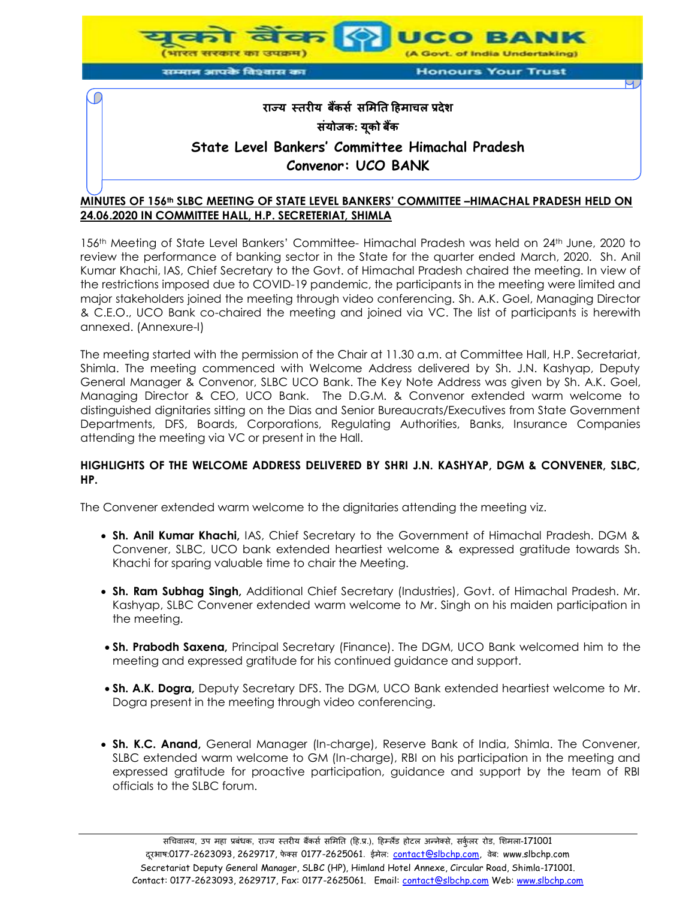राज्य स्तरीय बैंकर्स समिति हिमाचल प्रदेश

संयोजक: यूको बैंक

**State Level Bankers' Committee Himachal Pradesh**

**Convenor: UCO BANK**

**MINUTES OF 156th SLBC MEETING OF STATE LEVEL BANKERS' COMMITTEE –HIMACHAL PRADESH HELD ON 24.06.2020 IN COMMITTEE HALL, H.P. SECRETERIAT, SHIMLA**

156th Meeting of State Level Bankers' Committee- Himachal Pradesh was held on 24th June, 2020 to review the performance of banking sector in the State for the quarter ended March, 2020. Sh. Anil Kumar Khachi, IAS, Chief Secretary to the Govt. of Himachal Pradesh chaired the meeting. In view of the restrictions imposed due to COVID-19 pandemic, the participants in the meeting were limited and major stakeholders joined the meeting through video conferencing. Sh. A.K. Goel, Managing Director & C.E.O., UCO Bank co-chaired the meeting and joined via VC. The list of participants is herewith annexed. (Annexure-I)

The meeting started with the permission of the Chair at 11.30 a.m. at Committee Hall, H.P. Secretariat, Shimla. The meeting commenced with Welcome Address delivered by Sh. J.N. Kashyap, Deputy General Manager & Convenor, SLBC UCO Bank. The Key Note Address was given by Sh. A.K. Goel, Managing Director & CEO, UCO Bank. The D.G.M. & Convenor extended warm welcome to distinguished dignitaries sitting on the Dias and Senior Bureaucrats/Executives from State Government Departments, DFS, Boards, Corporations, Regulating Authorities, Banks, Insurance Companies attending the meeting via VC or present in the Hall.

**HIGHLIGHTS OF THE WELCOME ADDRESS DELIVERED BY SHRI J.N. KASHYAP, DGM & CONVENER, SLBC, HP.**

The Convener extended warm welcome to the dignitaries attending the meeting viz.

- **Sh. Anil Kumar Khachi,** IAS, Chief Secretary to the Government of Himachal Pradesh. DGM & Convener, SLBC, UCO bank extended heartiest welcome & expressed gratitude towards Sh. Khachi for sparing valuable time to chair the Meeting.
- **Sh. Ram Subhag Singh,** Additional Chief Secretary (Industries), Govt. of Himachal Pradesh. Mr. Kashyap, SLBC Convener extended warm welcome to Mr. Singh on his maiden participation in the meeting.
- **Sh. Prabodh Saxena,** Principal Secretary (Finance). The DGM, UCO Bank welcomed him to the meeting and expressed gratitude for his continued guidance and support.
- **Sh. A.K. Dogra,** Deputy Secretary DFS. The DGM, UCO Bank extended heartiest welcome to Mr. Dogra present in the meeting through video conferencing.
- **Sh. K.C. Anand,** General Manager (In-charge), Reserve Bank of India, Shimla. The Convener, SLBC extended warm welcome to GM (In-charge), RBI on his participation in the meeting and expressed gratitude for proactive participation, guidance and support by the team of RBI officials to the SLBC forum.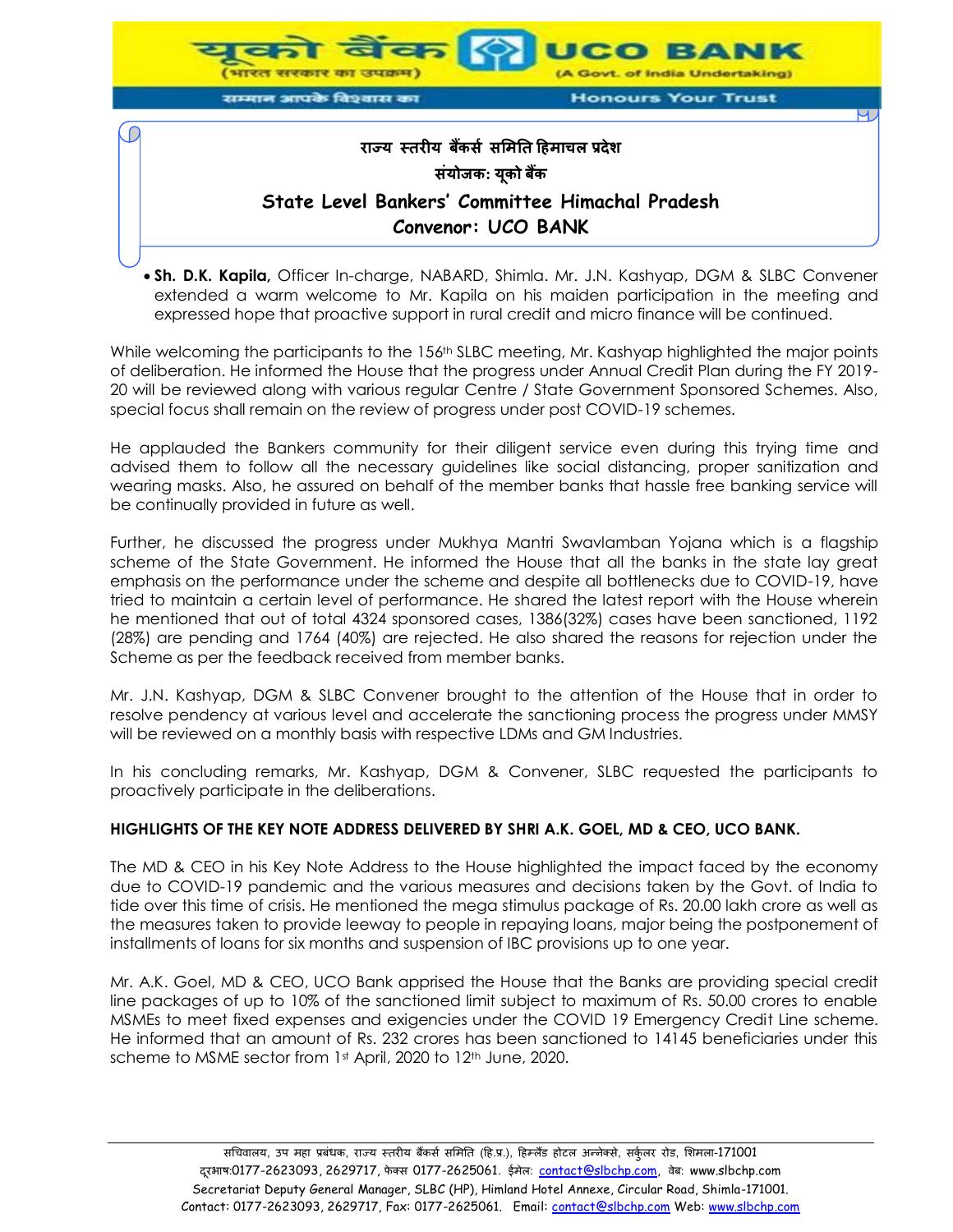- **Sh. D.K. Kapila,** Officer In-charge, NABARD, Shimla. Mr. J.N. Kashyap, DGM & SLBC Convener extended a warm welcome to Mr. Kapila on his maiden participation in the meeting and expressed hope that proactive support in rural credit and micro finance will be continued.

While welcoming the participants to the 156th SLBC meeting, Mr. Kashyap highlighted the major points of deliberation. He informed the House that the progress under Annual Credit Plan during the FY 2019-20 will be reviewed along with various regular Centre / State Government Sponsored Schemes. Also, special focus shall remain on the review of progress under post COVID-19 schemes.

He applauded the Bankers community for their diligent service even during this trying time and advised them to follow all the necessary guidelines like social distancing, proper sanitization and wearing masks. Also, he assured on behalf of the member banks that hassle free banking service will be continually provided in future as well.

Further, he discussed the progress under Mukhya Mantri Swavlamban Yojana which is a flagship scheme of the State Government. He informed the House that all the banks in the state lay great emphasis on the performance under the scheme and despite all bottlenecks due to COVID-19, have tried to maintain a certain level of performance. He shared the latest report with the House wherein he mentioned that out of total 4324 sponsored cases, 1386(32%) cases have been sanctioned, 1192 (28%) are pending and 1764 (40%) are rejected. He also shared the reasons for rejection under the Scheme as per the feedback received from member banks.

Mr. J.N. Kashyap, DGM & SLBC Convener brought to the attention of the House that in order to resolve pendency at various level and accelerate the sanctioning process the progress under MMSY will be reviewed on a monthly basis with respective LDMs and GM Industries.

In his concluding remarks, Mr. Kashyap, DGM & Convener, SLBC requested the participants to proactively participate in the deliberations.

**HIGHLIGHTS OF THE KEY NOTE ADDRESS DELIVERED BY SHRI A.K. GOEL, MD & CEO, UCO BANK.**

The MD & CEO in his Key Note Address to the House highlighted the impact faced by the economy due to COVID-19 pandemic and the various measures and decisions taken by the Govt. of India to tide over this time of crisis. He mentioned the mega stimulus package of Rs. 20.00 lakh crore as well as the measures taken to provide leeway to people in repaying loans, major being the postponement of installments of loans for six months and suspension of IBC provisions up to one year.

Mr. A.K. Goel, MD & CEO, UCO Bank apprised the House that the Banks are providing special credit line packages of up to 10% of the sanctioned limit subject to maximum of Rs. 50.00 crores to enable MSMEs to meet fixed expenses and exigencies under the COVID 19 Emergency Credit Line scheme. He informed that an amount of Rs. 232 crores has been sanctioned to 14145 beneficiaries under this scheme to MSME sector from 1st April, 2020 to 12th June, 2020.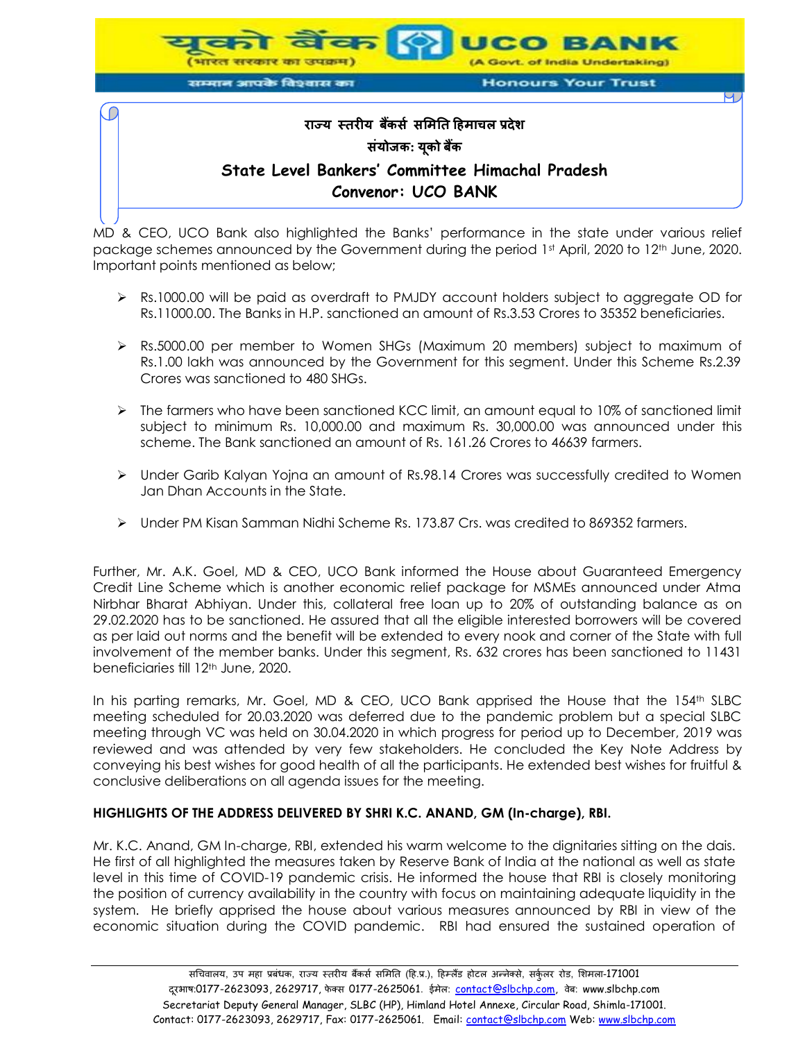MD & CEO, UCO Bank also highlighted the Banks' performance in the state under various relief package schemes announced by the Government during the period 1st April, 2020 to 12th June, 2020. Important points mentioned as below;

- Rs.1000.00 will be paid as overdraft to PMJDY account holders subject to aggregate OD for Rs.11000.00. The Banks in H.P. sanctioned an amount of Rs.3.53 Crores to 35352 beneficiaries.
- Rs.5000.00 per member to Women SHGs (Maximum 20 members) subject to maximum of Rs.1.00 lakh was announced by the Government for this segment. Under this Scheme Rs.2.39 Crores was sanctioned to 480 SHGs.
- The farmers who have been sanctioned KCC limit, an amount equal to 10% of sanctioned limit subject to minimum Rs. 10,000.00 and maximum Rs. 30,000.00 was announced under this scheme. The Bank sanctioned an amount of Rs. 161.26 Crores to 46639 farmers.
- Under Garib Kalyan Yojna an amount of Rs.98.14 Crores was successfully credited to Women Jan Dhan Accounts in the State.
- Under PM Kisan Samman Nidhi Scheme Rs. 173.87 Crs. was credited to 869352 farmers.

Further, Mr. A.K. Goel, MD & CEO, UCO Bank informed the House about Guaranteed Emergency Credit Line Scheme which is another economic relief package for MSMEs announced under Atma Nirbhar Bharat Abhiyan. Under this, collateral free loan up to 20% of outstanding balance as on 29.02.2020 has to be sanctioned. He assured that all the eligible interested borrowers will be covered as per laid out norms and the benefit will be extended to every nook and corner of the State with full involvement of the member banks. Under this segment, Rs. 632 crores has been sanctioned to 11431 beneficiaries till 12th June, 2020.

In his parting remarks, Mr. Goel, MD & CEO, UCO Bank apprised the House that the 154th SLBC meeting scheduled for 20.03.2020 was deferred due to the pandemic problem but a special SLBC meeting through VC was held on 30.04.2020 in which progress for period up to December, 2019 was reviewed and was attended by very few stakeholders. He concluded the Key Note Address by conveying his best wishes for good health of all the participants. He extended best wishes for fruitful & conclusive deliberations on all agenda issues for the meeting.

**HIGHLIGHTS OF THE ADDRESS DELIVERED BY SHRI K.C. ANAND, GM (In-charge), RBI.**

Mr. K.C. Anand, GM In-charge, RBI, extended his warm welcome to the dignitaries sitting on the dais. He first of all highlighted the measures taken by Reserve Bank of India at the national as well as state level in this time of COVID-19 pandemic crisis. He informed the house that RBI is closely monitoring the position of currency availability in the country with focus on maintaining adequate liquidity in the system. He briefly apprised the house about various measures announced by RBI in view of the economic situation during the COVID pandemic. RBI had ensured the sustained operation of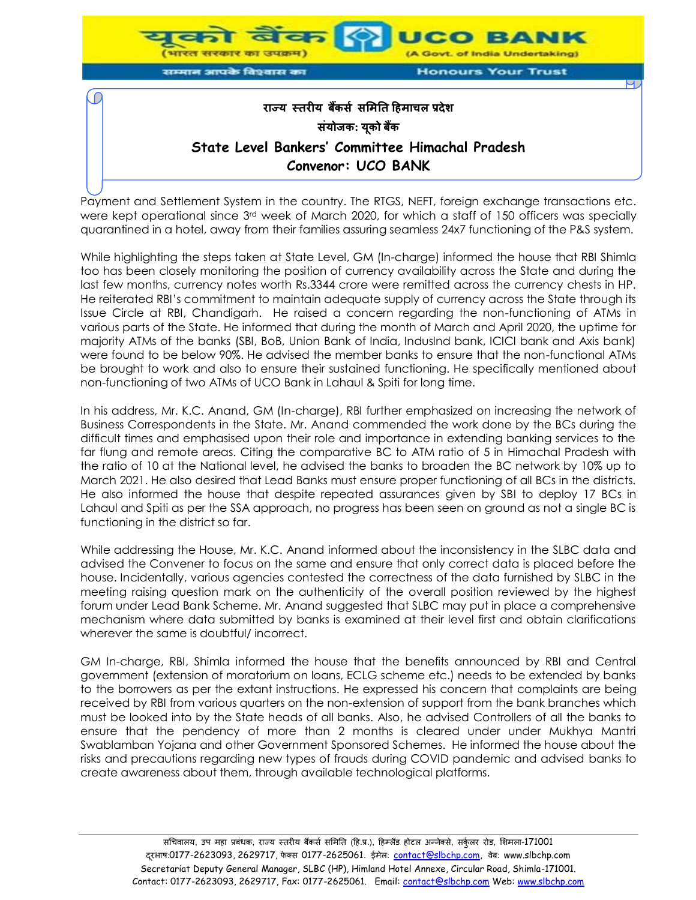Payment and Settlement System in the country. The RTGS, NEFT, foreign exchange transactions etc. were kept operational since 3rd week of March 2020, for which a staff of 150 officers was specially quarantined in a hotel, away from their families assuring seamless 24x7 functioning of the P&S system.

While highlighting the steps taken at State Level, GM (In-charge) informed the house that RBI Shimla too has been closely monitoring the position of currency availability across the State and during the last few months, currency notes worth Rs.3344 crore were remitted across the currency chests in HP. He reiterated RBI's commitment to maintain adequate supply of currency across the State through its Issue Circle at RBI, Chandigarh. He raised a concern regarding the non-functioning of ATMs in various parts of the State. He informed that during the month of March and April 2020, the uptime for majority ATMs of the banks (SBI, BoB, Union Bank of India, IndusInd bank, ICICI bank and Axis bank) were found to be below 90%. He advised the member banks to ensure that the non-functional ATMs be brought to work and also to ensure their sustained functioning. He specifically mentioned about non-functioning of two ATMs of UCO Bank in Lahaul & Spiti for long time.

In his address, Mr. K.C. Anand, GM (In-charge), RBI further emphasized on increasing the network of Business Correspondents in the State. Mr. Anand commended the work done by the BCs during the difficult times and emphasised upon their role and importance in extending banking services to the far flung and remote areas. Citing the comparative BC to ATM ratio of 5 in Himachal Pradesh with the ratio of 10 at the National level, he advised the banks to broaden the BC network by 10% up to March 2021. He also desired that Lead Banks must ensure proper functioning of all BCs in the districts. He also informed the house that despite repeated assurances given by SBI to deploy 17 BCs in Lahaul and Spiti as per the SSA approach, no progress has been seen on ground as not a single BC is functioning in the district so far.

While addressing the House, Mr. K.C. Anand informed about the inconsistency in the SLBC data and advised the Convener to focus on the same and ensure that only correct data is placed before the house. Incidentally, various agencies contested the correctness of the data furnished by SLBC in the meeting raising question mark on the authenticity of the overall position reviewed by the highest forum under Lead Bank Scheme. Mr. Anand suggested that SLBC may put in place a comprehensive mechanism where data submitted by banks is examined at their level first and obtain clarifications wherever the same is doubtful/ incorrect.

GM In-charge, RBI, Shimla informed the house that the benefits announced by RBI and Central government (extension of moratorium on loans, ECLG scheme etc.) needs to be extended by banks to the borrowers as per the extant instructions. He expressed his concern that complaints are being received by RBI from various quarters on the non-extension of support from the bank branches which must be looked into by the State heads of all banks. Also, he advised Controllers of all the banks to ensure that the pendency of more than 2 months is cleared under under Mukhya Mantri Swablamban Yojana and other Government Sponsored Schemes. He informed the house about the risks and precautions regarding new types of frauds during COVID pandemic and advised banks to create awareness about them, through available technological platforms.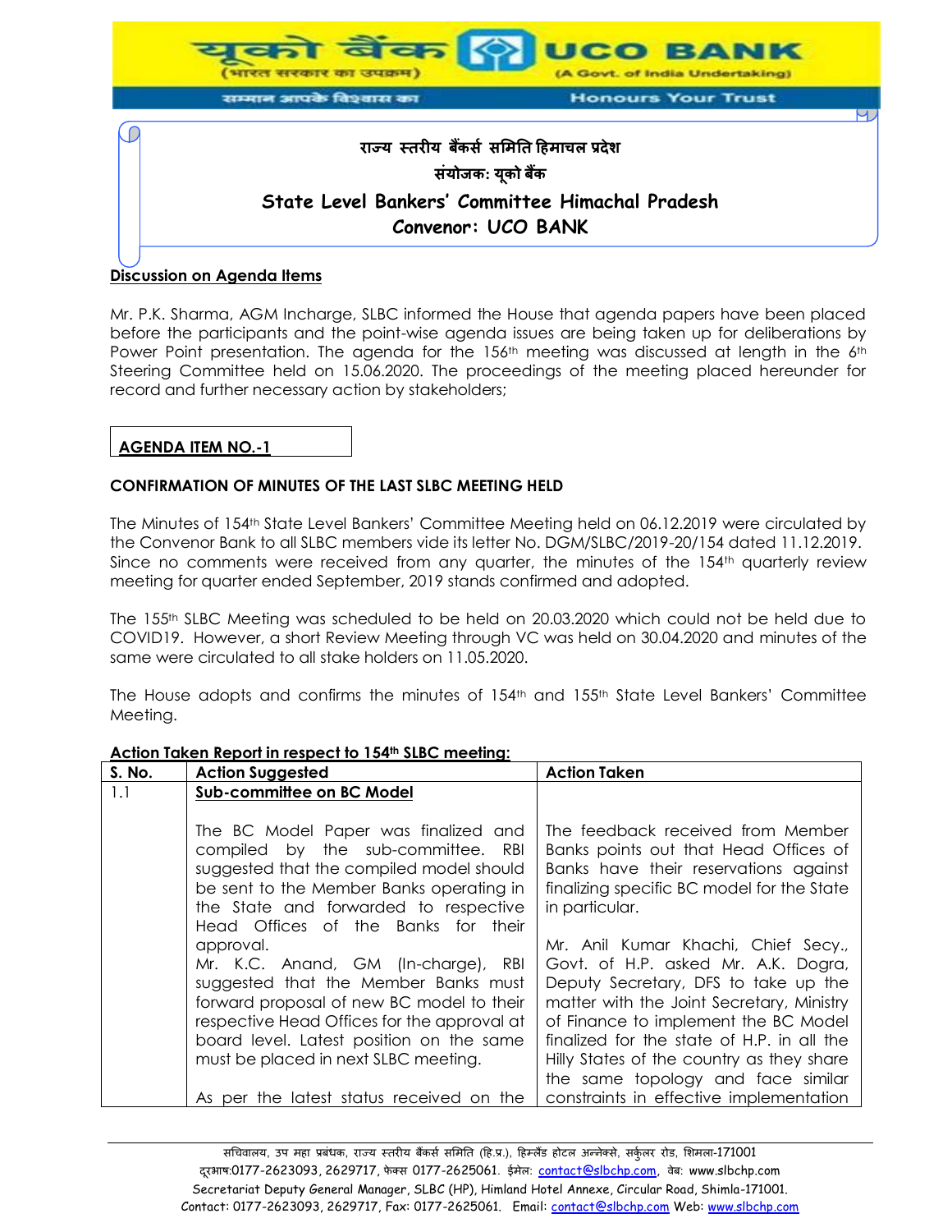राज्य स्तरीय बैंकर्स समिति हिमाचल प्रदेश

संयोजक: यूको बैंक

**State Level Bankers' Committee Himachal Pradesh**

**Convenor: UCO BANK**

**Discussion on Agenda Items**

Mr. P.K. Sharma, AGM Incharge, SLBC informed the House that agenda papers have been placed before the participants and the point-wise agenda issues are being taken up for deliberations by Power Point presentation. The agenda for the 156th meeting was discussed at length in the 6th Steering Committee held on 15.06.2020. The proceedings of the meeting placed hereunder for record and further necessary action by stakeholders;

**AGENDA ITEM NO.-1**

**CONFIRMATION OF MINUTES OF THE LAST SLBC MEETING HELD**

The Minutes of 154th State Level Bankers' Committee Meeting held on 06.12.2019 were circulated by the Convenor Bank to all SLBC members vide its letter No. DGM/SLBC/2019-20/154 dated 11.12.2019. Since no comments were received from any quarter, the minutes of the 154th quarterly review meeting for quarter ended September, 2019 stands confirmed and adopted.

The 155th SLBC Meeting was scheduled to be held on 20.03.2020 which could not be held due to COVID19. However, a short Review Meeting through VC was held on 30.04.2020 and minutes of the same were circulated to all stake holders on 11.05.2020.

The House adopts and confirms the minutes of 154th and 155th State Level Bankers' Committee Meeting.

**Action Taken Report in respect to 154th SLBC meeting:**

| S. No. | Action Suggested | Action Taken |
|---|---|---|
| 1.1 | **Sub-committee on BC Model**<br><br>The BC Model Paper was finalized and compiled by the sub-committee. RBI suggested that the compiled model should be sent to the Member Banks operating in the State and forwarded to respective Head Offices of the Banks for their approval.<br>Mr. K.C. Anand, GM (In-charge), RBI suggested that the Member Banks must forward proposal of new BC model to their respective Head Offices for the approval at board level. Latest position on the same must be placed in next SLBC meeting.<br><br>As per the latest status received on the | The feedback received from Member Banks points out that Head Offices of Banks have their reservations against finalizing specific BC model for the State in particular.<br><br>Mr. Anil Kumar Khachi, Chief Secy., Govt. of H.P. asked Mr. A.K. Dogra, Deputy Secretary, DFS to take up the matter with the Joint Secretary, Ministry of Finance to implement the BC Model finalized for the state of H.P. in all the Hilly States of the country as they share the same topology and face similar constraints in effective implementation |

सचिवालय, उप महा प्रबंधक, राज्य स्तरीय बैंकर्स समिति (हि.प्र.), हिम्लैंड होटल अन्नेक्से, सर्कुलर रोड, शिमला-171001
दूरभाष:0177-2623093, 2629717, फेक्स 0177-2625061. ईमेल: contact@slbchp.com, वेब: www.slbchp.com
Secretariat Deputy General Manager, SLBC (HP), Himland Hotel Annexe, Circular Road, Shimla-171001.
Contact: 0177-2623093, 2629717, Fax: 0177-2625061. Email: contact@slbchp.com Web: www.slbchp.com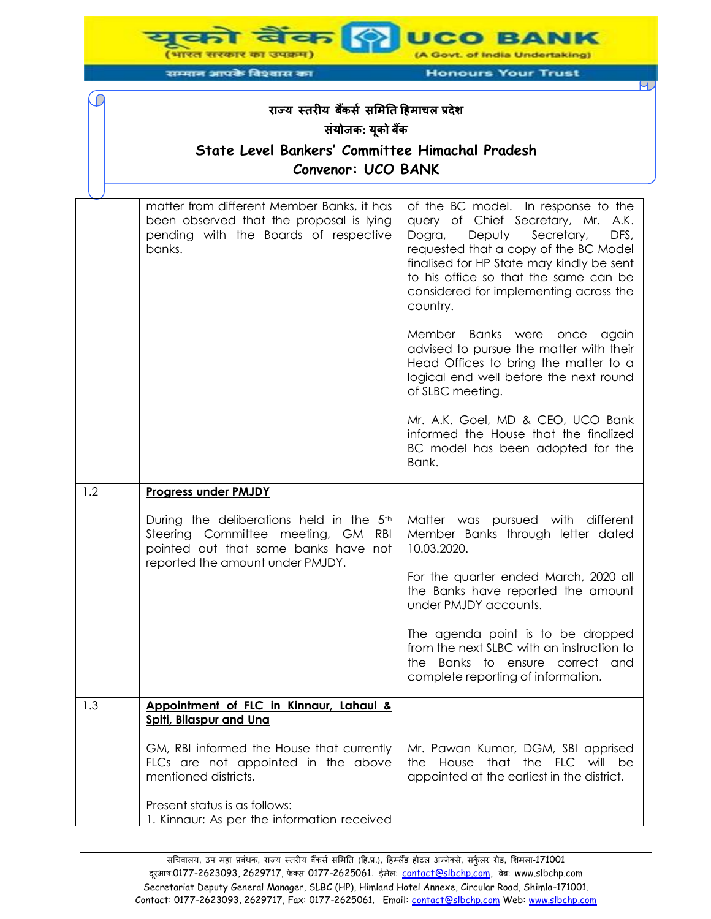| | | |
|---|---|---|
| | matter from different Member Banks, it has been observed that the proposal is lying pending with the Boards of respective banks. | of the BC model. In response to the query of Chief Secretary, Mr. A.K. Dogra, Deputy Secretary, DFS, requested that a copy of the BC Model finalised for HP State may kindly be sent to his office so that the same can be considered for implementing across the country.<br><br>Member Banks were once again advised to pursue the matter with their Head Offices to bring the matter to a logical end well before the next round of SLBC meeting.<br><br>Mr. A.K. Goel, MD & CEO, UCO Bank informed the House that the finalized BC model has been adopted for the Bank. |
| 1.2 | **Progress under PMJDY**<br><br>During the deliberations held in the 5th Steering Committee meeting, GM RBI pointed out that some banks have not reported the amount under PMJDY. | Matter was pursued with different Member Banks through letter dated 10.03.2020.<br><br>For the quarter ended March, 2020 all the Banks have reported the amount under PMJDY accounts.<br><br>The agenda point is to be dropped from the next SLBC with an instruction to the Banks to ensure correct and complete reporting of information. |
| 1.3 | **Appointment of FLC in Kinnaur, Lahaul & Spiti, Bilaspur and Una**<br><br>GM, RBI informed the House that currently FLCs are not appointed in the above mentioned districts.<br><br>Present status is as follows:<br>1. Kinnaur: As per the information received | Mr. Pawan Kumar, DGM, SBI apprised the House that the FLC will be appointed at the earliest in the district. |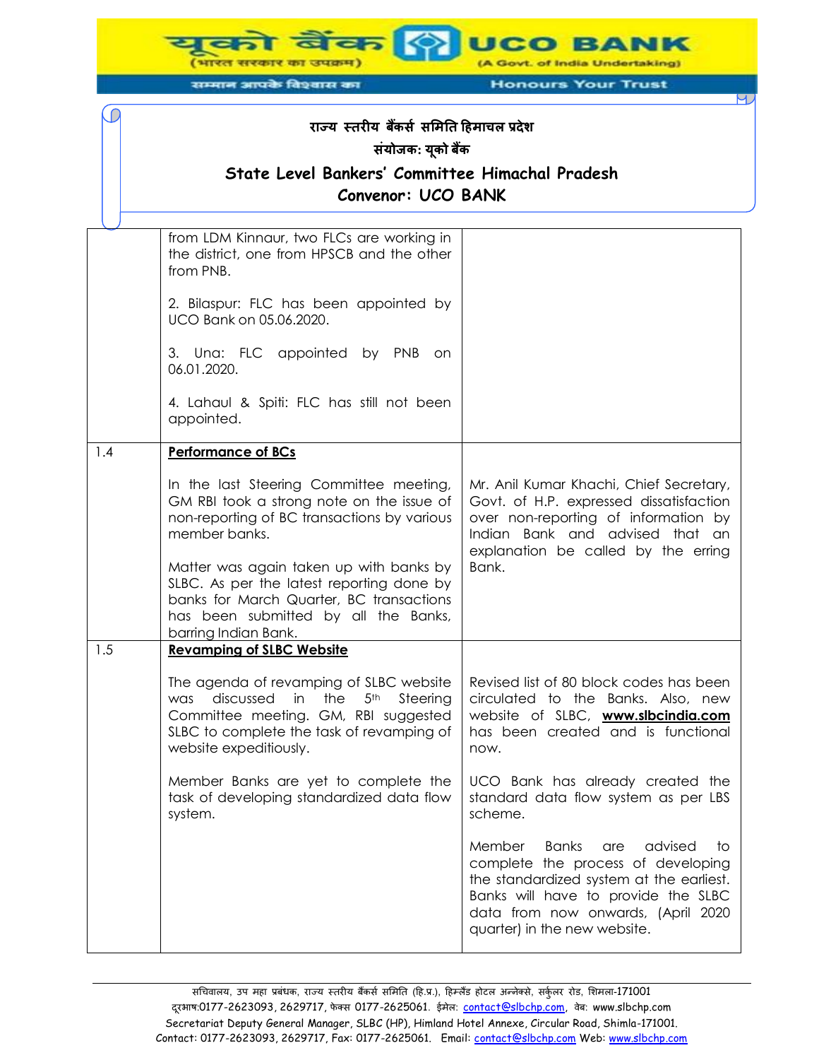| | | |
|---|---|---|
| | from LDM Kinnaur, two FLCs are working in the district, one from HPSCB and the other from PNB.<br><br>2. Bilaspur: FLC has been appointed by UCO Bank on 05.06.2020.<br><br>3. Una: FLC appointed by PNB on 06.01.2020.<br><br>4. Lahaul & Spiti: FLC has still not been appointed. | |
| 1.4 | **Performance of BCs**<br><br>In the last Steering Committee meeting, GM RBI took a strong note on the issue of non-reporting of BC transactions by various member banks.<br><br>Matter was again taken up with banks by SLBC. As per the latest reporting done by banks for March Quarter, BC transactions has been submitted by all the Banks, barring Indian Bank. | Mr. Anil Kumar Khachi, Chief Secretary, Govt. of H.P. expressed dissatisfaction over non-reporting of information by Indian Bank and advised that an explanation be called by the erring Bank. |
| 1.5 | **Revamping of SLBC Website**<br><br>The agenda of revamping of SLBC website was discussed in the 5th Steering Committee meeting. GM, RBI suggested SLBC to complete the task of revamping of website expeditiously.<br><br>Member Banks are yet to complete the task of developing standardized data flow system. | Revised list of 80 block codes has been circulated to the Banks. Also, new website of SLBC, **www.slbcindia.com** has been created and is functional now.<br><br>UCO Bank has already created the standard data flow system as per LBS scheme.<br><br>Member Banks are advised to complete the process of developing the standardized system at the earliest. Banks will have to provide the SLBC data from now onwards, (April 2020 quarter) in the new website. |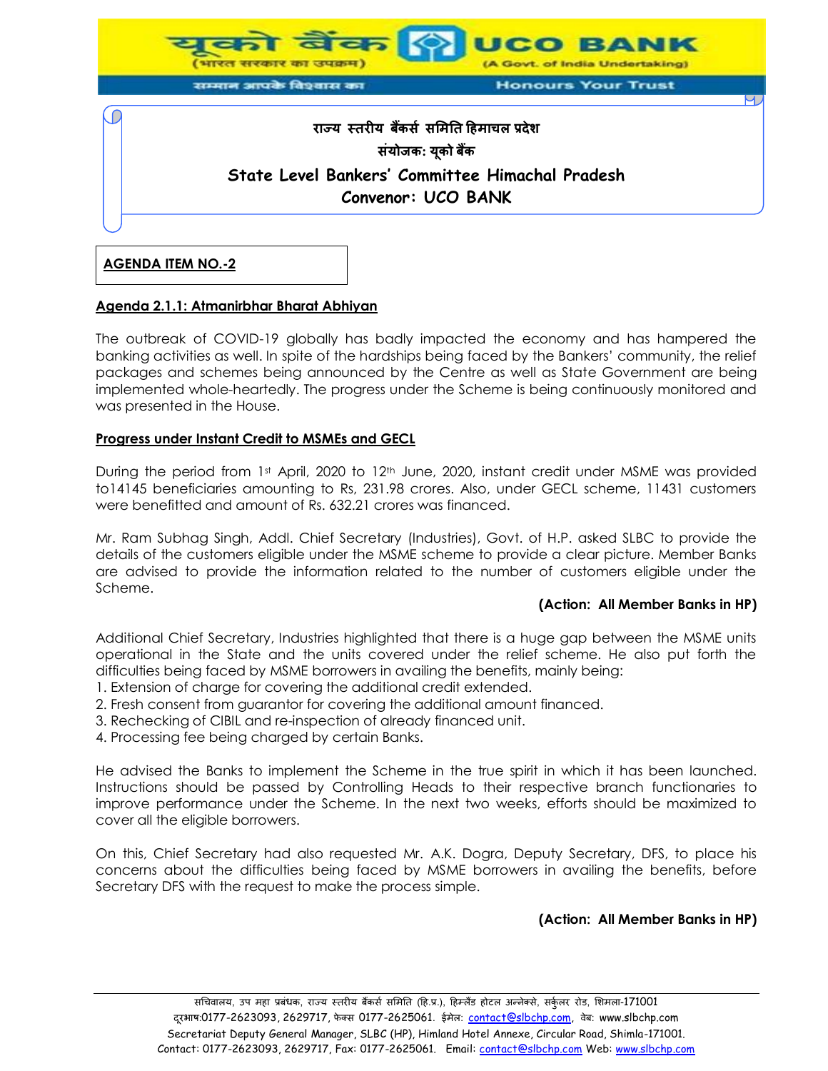राज्य स्तरीय बैंकर्स समिति हिमाचल प्रदेश

संयोजक: यूको बैंक

**State Level Bankers' Committee Himachal Pradesh**

**Convenor: UCO BANK**

**AGENDA ITEM NO.-2**

## Agenda 2.1.1: Atmanirbhar Bharat Abhiyan

The outbreak of COVID-19 globally has badly impacted the economy and has hampered the banking activities as well. In spite of the hardships being faced by the Bankers' community, the relief packages and schemes being announced by the Centre as well as State Government are being implemented whole-heartedly. The progress under the Scheme is being continuously monitored and was presented in the House.

### Progress under Instant Credit to MSMEs and GECL

During the period from 1st April, 2020 to 12th June, 2020, instant credit under MSME was provided to14145 beneficiaries amounting to Rs, 231.98 crores. Also, under GECL scheme, 11431 customers were benefitted and amount of Rs. 632.21 crores was financed.

Mr. Ram Subhag Singh, Addl. Chief Secretary (Industries), Govt. of H.P. asked SLBC to provide the details of the customers eligible under the MSME scheme to provide a clear picture. Member Banks are advised to provide the information related to the number of customers eligible under the Scheme.

**(Action: All Member Banks in HP)**

Additional Chief Secretary, Industries highlighted that there is a huge gap between the MSME units operational in the State and the units covered under the relief scheme. He also put forth the difficulties being faced by MSME borrowers in availing the benefits, mainly being:

1. Extension of charge for covering the additional credit extended.
2. Fresh consent from guarantor for covering the additional amount financed.
3. Rechecking of CIBIL and re-inspection of already financed unit.
4. Processing fee being charged by certain Banks.

He advised the Banks to implement the Scheme in the true spirit in which it has been launched. Instructions should be passed by Controlling Heads to their respective branch functionaries to improve performance under the Scheme. In the next two weeks, efforts should be maximized to cover all the eligible borrowers.

On this, Chief Secretary had also requested Mr. A.K. Dogra, Deputy Secretary, DFS, to place his concerns about the difficulties being faced by MSME borrowers in availing the benefits, before Secretary DFS with the request to make the process simple.

**(Action: All Member Banks in HP)**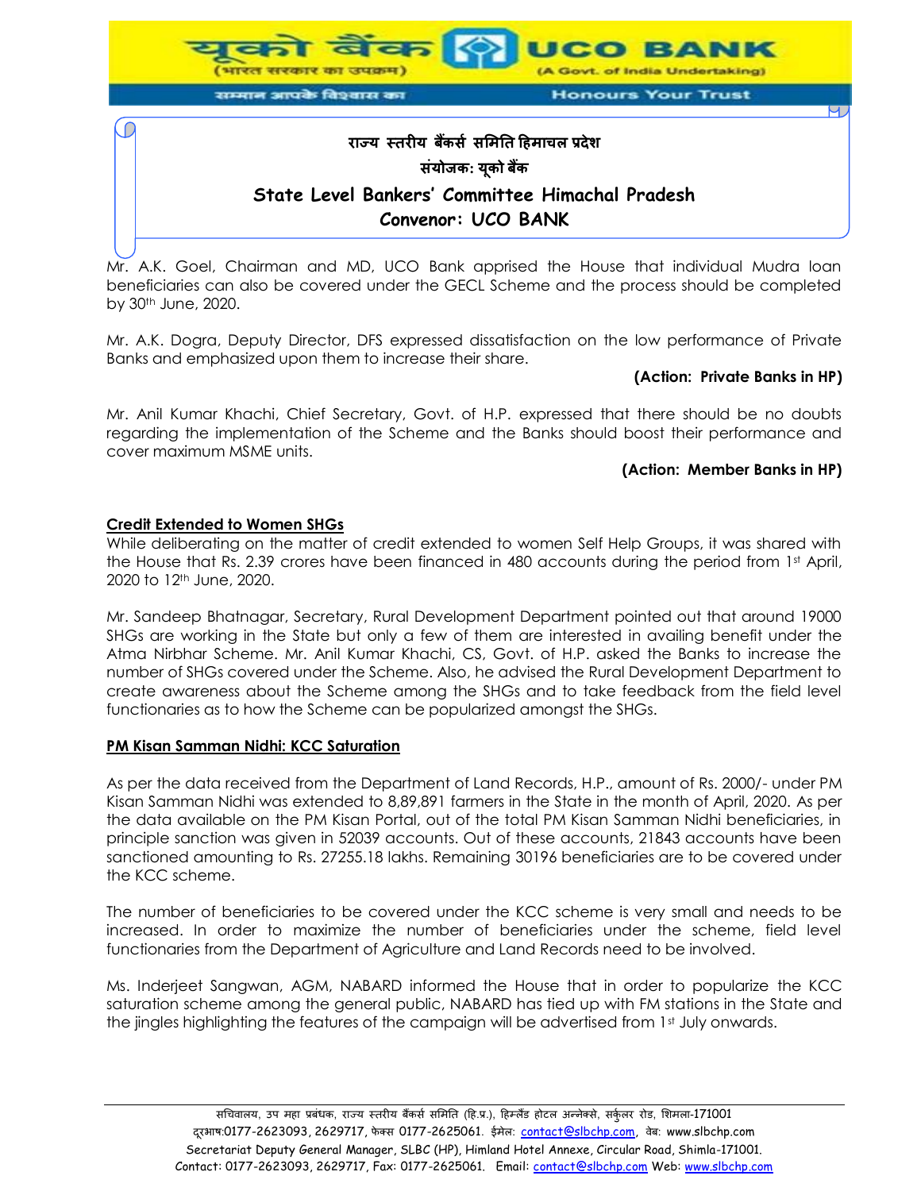Mr. A.K. Goel, Chairman and MD, UCO Bank apprised the House that individual Mudra loan beneficiaries can also be covered under the GECL Scheme and the process should be completed by 30th June, 2020.

Mr. A.K. Dogra, Deputy Director, DFS expressed dissatisfaction on the low performance of Private Banks and emphasized upon them to increase their share.

**(Action: Private Banks in HP)**

Mr. Anil Kumar Khachi, Chief Secretary, Govt. of H.P. expressed that there should be no doubts regarding the implementation of the Scheme and the Banks should boost their performance and cover maximum MSME units.

**(Action: Member Banks in HP)**

**Credit Extended to Women SHGs**

While deliberating on the matter of credit extended to women Self Help Groups, it was shared with the House that Rs. 2.39 crores have been financed in 480 accounts during the period from 1st April, 2020 to 12th June, 2020.

Mr. Sandeep Bhatnagar, Secretary, Rural Development Department pointed out that around 19000 SHGs are working in the State but only a few of them are interested in availing benefit under the Atma Nirbhar Scheme. Mr. Anil Kumar Khachi, CS, Govt. of H.P. asked the Banks to increase the number of SHGs covered under the Scheme. Also, he advised the Rural Development Department to create awareness about the Scheme among the SHGs and to take feedback from the field level functionaries as to how the Scheme can be popularized amongst the SHGs.

**PM Kisan Samman Nidhi: KCC Saturation**

As per the data received from the Department of Land Records, H.P., amount of Rs. 2000/- under PM Kisan Samman Nidhi was extended to 8,89,891 farmers in the State in the month of April, 2020. As per the data available on the PM Kisan Portal, out of the total PM Kisan Samman Nidhi beneficiaries, in principle sanction was given in 52039 accounts. Out of these accounts, 21843 accounts have been sanctioned amounting to Rs. 27255.18 lakhs. Remaining 30196 beneficiaries are to be covered under the KCC scheme.

The number of beneficiaries to be covered under the KCC scheme is very small and needs to be increased. In order to maximize the number of beneficiaries under the scheme, field level functionaries from the Department of Agriculture and Land Records need to be involved.

Ms. Inderjeet Sangwan, AGM, NABARD informed the House that in order to popularize the KCC saturation scheme among the general public, NABARD has tied up with FM stations in the State and the jingles highlighting the features of the campaign will be advertised from 1st July onwards.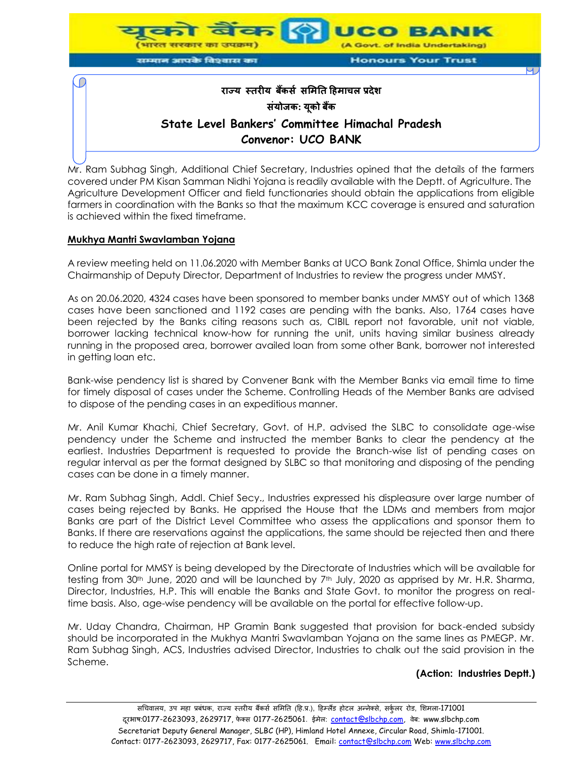Mr. Ram Subhag Singh, Additional Chief Secretary, Industries opined that the details of the farmers covered under PM Kisan Samman Nidhi Yojana is readily available with the Deptt. of Agriculture. The Agriculture Development Officer and field functionaries should obtain the applications from eligible farmers in coordination with the Banks so that the maximum KCC coverage is ensured and saturation is achieved within the fixed timeframe.

**Mukhya Mantri Swavlamban Yojana**

A review meeting held on 11.06.2020 with Member Banks at UCO Bank Zonal Office, Shimla under the Chairmanship of Deputy Director, Department of Industries to review the progress under MMSY.

As on 20.06.2020, 4324 cases have been sponsored to member banks under MMSY out of which 1368 cases have been sanctioned and 1192 cases are pending with the banks. Also, 1764 cases have been rejected by the Banks citing reasons such as, CIBIL report not favorable, unit not viable, borrower lacking technical know-how for running the unit, units having similar business already running in the proposed area, borrower availed loan from some other Bank, borrower not interested in getting loan etc.

Bank-wise pendency list is shared by Convener Bank with the Member Banks via email time to time for timely disposal of cases under the Scheme. Controlling Heads of the Member Banks are advised to dispose of the pending cases in an expeditious manner.

Mr. Anil Kumar Khachi, Chief Secretary, Govt. of H.P. advised the SLBC to consolidate age-wise pendency under the Scheme and instructed the member Banks to clear the pendency at the earliest. Industries Department is requested to provide the Branch-wise list of pending cases on regular interval as per the format designed by SLBC so that monitoring and disposing of the pending cases can be done in a timely manner.

Mr. Ram Subhag Singh, Addl. Chief Secy., Industries expressed his displeasure over large number of cases being rejected by Banks. He apprised the House that the LDMs and members from major Banks are part of the District Level Committee who assess the applications and sponsor them to Banks. If there are reservations against the applications, the same should be rejected then and there to reduce the high rate of rejection at Bank level.

Online portal for MMSY is being developed by the Directorate of Industries which will be available for testing from 30th June, 2020 and will be launched by 7th July, 2020 as apprised by Mr. H.R. Sharma, Director, Industries, H.P. This will enable the Banks and State Govt. to monitor the progress on real-time basis. Also, age-wise pendency will be available on the portal for effective follow-up.

Mr. Uday Chandra, Chairman, HP Gramin Bank suggested that provision for back-ended subsidy should be incorporated in the Mukhya Mantri Swavlamban Yojana on the same lines as PMEGP. Mr. Ram Subhag Singh, ACS, Industries advised Director, Industries to chalk out the said provision in the Scheme.

**(Action: Industries Deptt.)**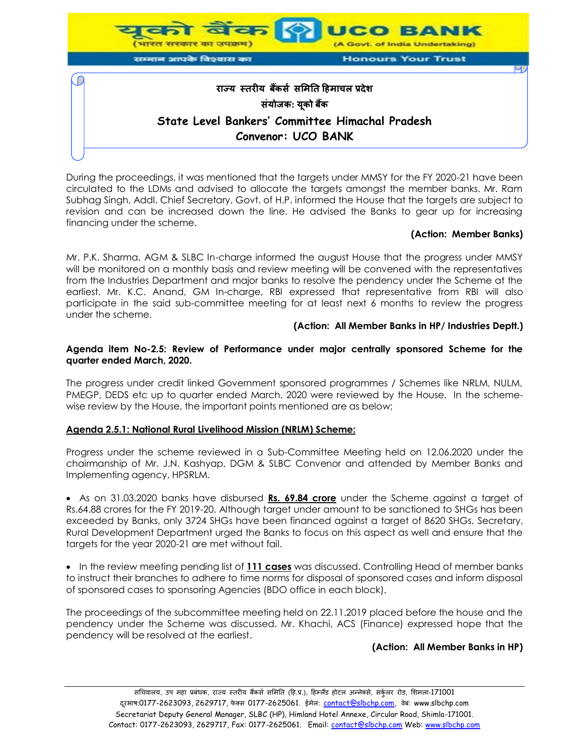During the proceedings, it was mentioned that the targets under MMSY for the FY 2020-21 have been circulated to the LDMs and advised to allocate the targets amongst the member banks. Mr. Ram Subhag Singh, Addl. Chief Secretary, Govt. of H.P. informed the House that the targets are subject to revision and can be increased down the line. He advised the Banks to gear up for increasing financing under the scheme.

**(Action: Member Banks)**

Mr. P.K. Sharma, AGM & SLBC In-charge informed the august House that the progress under MMSY will be monitored on a monthly basis and review meeting will be convened with the representatives from the Industries Department and major banks to resolve the pendency under the Scheme at the earliest. Mr. K.C. Anand, GM In-charge, RBI expressed that representative from RBI will also participate in the said sub-committee meeting for at least next 6 months to review the progress under the scheme.

**(Action: All Member Banks in HP/ Industries Deptt.)**

**Agenda item No-2.5: Review of Performance under major centrally sponsored Scheme for the quarter ended March, 2020.**

The progress under credit linked Government sponsored programmes / Schemes like NRLM, NULM, PMEGP, DEDS etc up to quarter ended March, 2020 were reviewed by the House. In the scheme-wise review by the House, the important points mentioned are as below;

**Agenda 2.5.1: National Rural Livelihood Mission (NRLM) Scheme:**

Progress under the scheme reviewed in a Sub-Committee Meeting held on 12.06.2020 under the chairmanship of Mr. J.N. Kashyap, DGM & SLBC Convenor and attended by Member Banks and Implementing agency, HPSRLM.

- As on 31.03.2020 banks have disbursed **Rs. 69.84 crore** under the Scheme against a target of Rs.64.88 crores for the FY 2019-20. Although target under amount to be sanctioned to SHGs has been exceeded by Banks, only 3724 SHGs have been financed against a target of 8620 SHGs. Secretary, Rural Development Department urged the Banks to focus on this aspect as well and ensure that the targets for the year 2020-21 are met without fail.

- In the review meeting pending list of **111 cases** was discussed. Controlling Head of member banks to instruct their branches to adhere to time norms for disposal of sponsored cases and inform disposal of sponsored cases to sponsoring Agencies (BDO office in each block).

The proceedings of the subcommittee meeting held on 22.11.2019 placed before the house and the pendency under the Scheme was discussed. Mr. Khachi, ACS (Finance) expressed hope that the pendency will be resolved at the earliest.

**(Action: All Member Banks in HP)**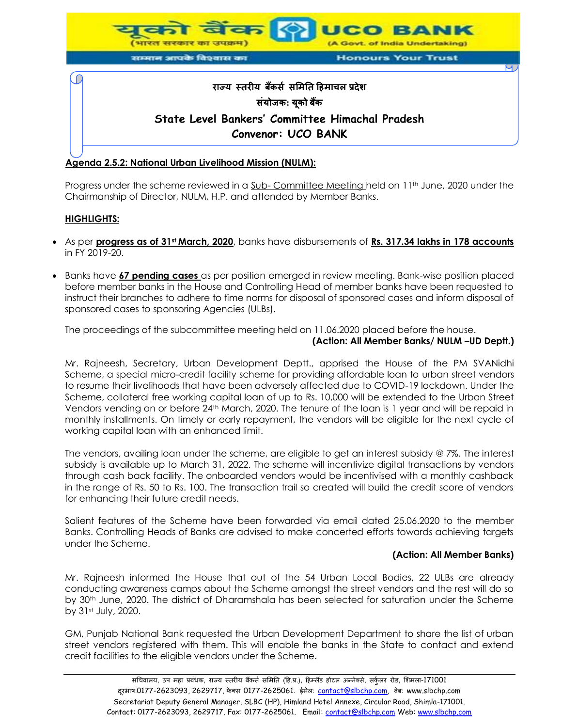## Agenda 2.5.2: National Urban Livelihood Mission (NULM):

Progress under the scheme reviewed in a Sub- Committee Meeting held on 11th June, 2020 under the Chairmanship of Director, NULM, H.P. and attended by Member Banks.

**HIGHLIGHTS:**

- As per **progress as of 31st March, 2020**, banks have disbursements of **Rs. 317.34 lakhs in 178 accounts** in FY 2019-20.
- Banks have **67 pending cases** as per position emerged in review meeting. Bank-wise position placed before member banks in the House and Controlling Head of member banks have been requested to instruct their branches to adhere to time norms for disposal of sponsored cases and inform disposal of sponsored cases to sponsoring Agencies (ULBs).

The proceedings of the subcommittee meeting held on 11.06.2020 placed before the house.

**(Action: All Member Banks/ NULM –UD Deptt.)**

Mr. Rajneesh, Secretary, Urban Development Deptt., apprised the House of the PM SVANidhi Scheme, a special micro-credit facility scheme for providing affordable loan to urban street vendors to resume their livelihoods that have been adversely affected due to COVID-19 lockdown. Under the Scheme, collateral free working capital loan of up to Rs. 10,000 will be extended to the Urban Street Vendors vending on or before 24th March, 2020. The tenure of the loan is 1 year and will be repaid in monthly installments. On timely or early repayment, the vendors will be eligible for the next cycle of working capital loan with an enhanced limit.

The vendors, availing loan under the scheme, are eligible to get an interest subsidy @ 7%. The interest subsidy is available up to March 31, 2022. The scheme will incentivize digital transactions by vendors through cash back facility. The onboarded vendors would be incentivised with a monthly cashback in the range of Rs. 50 to Rs. 100. The transaction trail so created will build the credit score of vendors for enhancing their future credit needs.

Salient features of the Scheme have been forwarded via email dated 25.06.2020 to the member Banks. Controlling Heads of Banks are advised to make concerted efforts towards achieving targets under the Scheme.

**(Action: All Member Banks)**

Mr. Rajneesh informed the House that out of the 54 Urban Local Bodies, 22 ULBs are already conducting awareness camps about the Scheme amongst the street vendors and the rest will do so by 30th June, 2020. The district of Dharamshala has been selected for saturation under the Scheme by 31st July, 2020.

GM, Punjab National Bank requested the Urban Development Department to share the list of urban street vendors registered with them. This will enable the banks in the State to contact and extend credit facilities to the eligible vendors under the Scheme.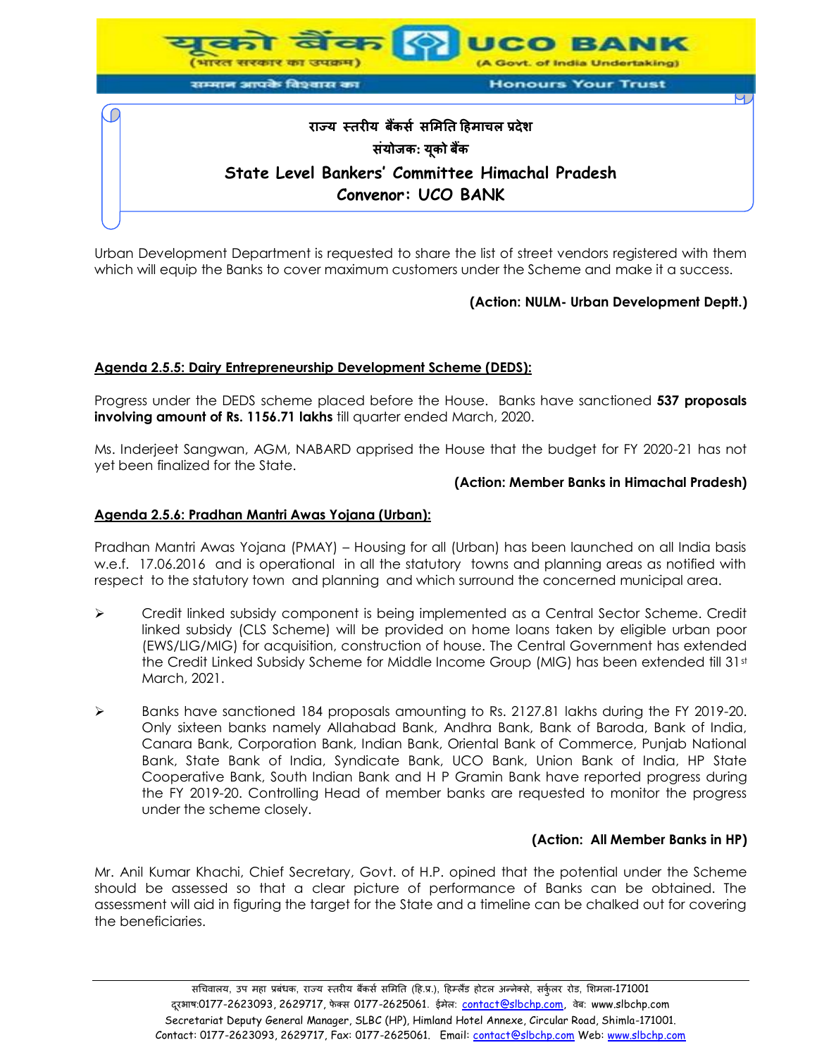Urban Development Department is requested to share the list of street vendors registered with them which will equip the Banks to cover maximum customers under the Scheme and make it a success.

**(Action: NULM- Urban Development Deptt.)**

**Agenda 2.5.5: Dairy Entrepreneurship Development Scheme (DEDS):**

Progress under the DEDS scheme placed before the House. Banks have sanctioned **537 proposals involving amount of Rs. 1156.71 lakhs** till quarter ended March, 2020.

Ms. Inderjeet Sangwan, AGM, NABARD apprised the House that the budget for FY 2020-21 has not yet been finalized for the State.

**(Action: Member Banks in Himachal Pradesh)**

**Agenda 2.5.6: Pradhan Mantri Awas Yojana (Urban):**

Pradhan Mantri Awas Yojana (PMAY) – Housing for all (Urban) has been launched on all India basis w.e.f. 17.06.2016 and is operational in all the statutory towns and planning areas as notified with respect to the statutory town and planning and which surround the concerned municipal area.

- Credit linked subsidy component is being implemented as a Central Sector Scheme. Credit linked subsidy (CLS Scheme) will be provided on home loans taken by eligible urban poor (EWS/LIG/MIG) for acquisition, construction of house. The Central Government has extended the Credit Linked Subsidy Scheme for Middle Income Group (MIG) has been extended till 31st March, 2021.

- Banks have sanctioned 184 proposals amounting to Rs. 2127.81 lakhs during the FY 2019-20. Only sixteen banks namely Allahabad Bank, Andhra Bank, Bank of Baroda, Bank of India, Canara Bank, Corporation Bank, Indian Bank, Oriental Bank of Commerce, Punjab National Bank, State Bank of India, Syndicate Bank, UCO Bank, Union Bank of India, HP State Cooperative Bank, South Indian Bank and H P Gramin Bank have reported progress during the FY 2019-20. Controlling Head of member banks are requested to monitor the progress under the scheme closely.

**(Action: All Member Banks in HP)**

Mr. Anil Kumar Khachi, Chief Secretary, Govt. of H.P. opined that the potential under the Scheme should be assessed so that a clear picture of performance of Banks can be obtained. The assessment will aid in figuring the target for the State and a timeline can be chalked out for covering the beneficiaries.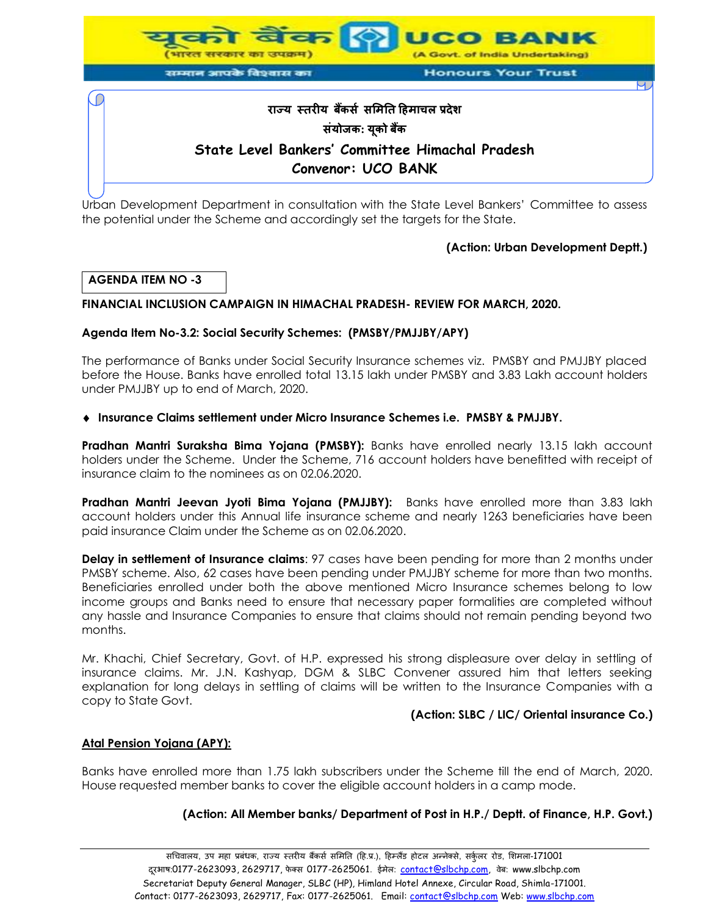Urban Development Department in consultation with the State Level Bankers' Committee to assess the potential under the Scheme and accordingly set the targets for the State.

**(Action: Urban Development Deptt.)**

**AGENDA ITEM NO -3**

**FINANCIAL INCLUSION CAMPAIGN IN HIMACHAL PRADESH- REVIEW FOR MARCH, 2020.**

**Agenda Item No-3.2: Social Security Schemes: (PMSBY/PMJJBY/APY)**

The performance of Banks under Social Security Insurance schemes viz. PMSBY and PMJJBY placed before the House. Banks have enrolled total 13.15 lakh under PMSBY and 3.83 Lakh account holders under PMJJBY up to end of March, 2020.

- **Insurance Claims settlement under Micro Insurance Schemes i.e. PMSBY & PMJJBY.**

**Pradhan Mantri Suraksha Bima Yojana (PMSBY):** Banks have enrolled nearly 13.15 lakh account holders under the Scheme. Under the Scheme, 716 account holders have benefitted with receipt of insurance claim to the nominees as on 02.06.2020.

**Pradhan Mantri Jeevan Jyoti Bima Yojana (PMJJBY):** Banks have enrolled more than 3.83 lakh account holders under this Annual life insurance scheme and nearly 1263 beneficiaries have been paid insurance Claim under the Scheme as on 02.06.2020.

**Delay in settlement of Insurance claims**: 97 cases have been pending for more than 2 months under PMSBY scheme. Also, 62 cases have been pending under PMJJBY scheme for more than two months. Beneficiaries enrolled under both the above mentioned Micro Insurance schemes belong to low income groups and Banks need to ensure that necessary paper formalities are completed without any hassle and Insurance Companies to ensure that claims should not remain pending beyond two months.

Mr. Khachi, Chief Secretary, Govt. of H.P. expressed his strong displeasure over delay in settling of insurance claims. Mr. J.N. Kashyap, DGM & SLBC Convener assured him that letters seeking explanation for long delays in settling of claims will be written to the Insurance Companies with a copy to State Govt.

**(Action: SLBC / LIC/ Oriental insurance Co.)**

**Atal Pension Yojana (APY):**

Banks have enrolled more than 1.75 lakh subscribers under the Scheme till the end of March, 2020. House requested member banks to cover the eligible account holders in a camp mode.

**(Action: All Member banks/ Department of Post in H.P./ Deptt. of Finance, H.P. Govt.)**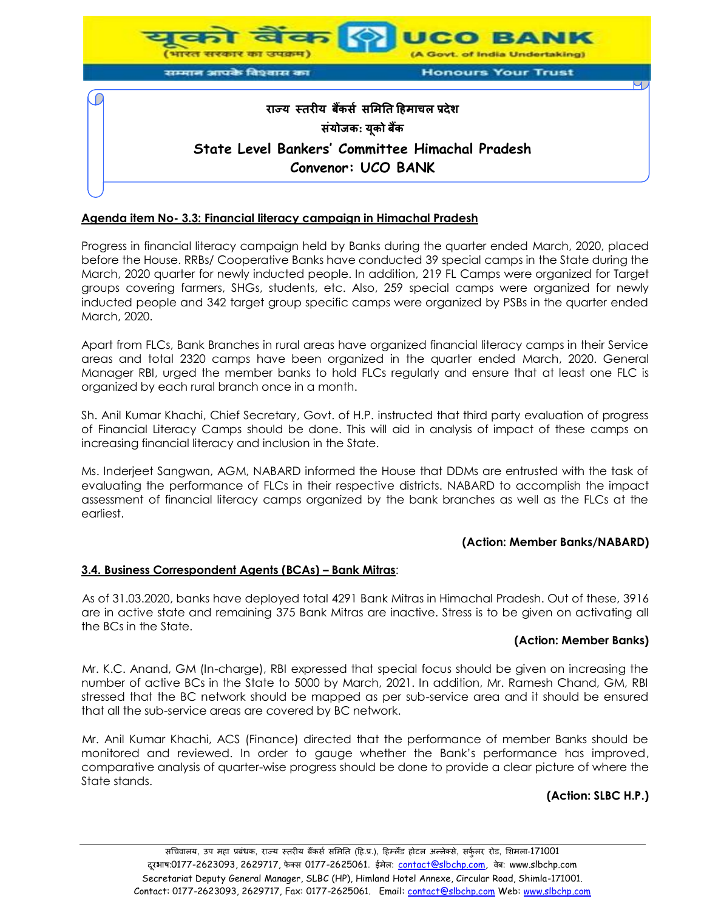## Agenda item No- 3.3: Financial literacy campaign in Himachal Pradesh

Progress in financial literacy campaign held by Banks during the quarter ended March, 2020, placed before the House. RRBs/ Cooperative Banks have conducted 39 special camps in the State during the March, 2020 quarter for newly inducted people. In addition, 219 FL Camps were organized for Target groups covering farmers, SHGs, students, etc. Also, 259 special camps were organized for newly inducted people and 342 target group specific camps were organized by PSBs in the quarter ended March, 2020.

Apart from FLCs, Bank Branches in rural areas have organized financial literacy camps in their Service areas and total 2320 camps have been organized in the quarter ended March, 2020. General Manager RBI, urged the member banks to hold FLCs regularly and ensure that at least one FLC is organized by each rural branch once in a month.

Sh. Anil Kumar Khachi, Chief Secretary, Govt. of H.P. instructed that third party evaluation of progress of Financial Literacy Camps should be done. This will aid in analysis of impact of these camps on increasing financial literacy and inclusion in the State.

Ms. Inderjeet Sangwan, AGM, NABARD informed the House that DDMs are entrusted with the task of evaluating the performance of FLCs in their respective districts. NABARD to accomplish the impact assessment of financial literacy camps organized by the bank branches as well as the FLCs at the earliest.

**(Action: Member Banks/NABARD)**

## 3.4. Business Correspondent Agents (BCAs) – Bank Mitras:

As of 31.03.2020, banks have deployed total 4291 Bank Mitras in Himachal Pradesh. Out of these, 3916 are in active state and remaining 375 Bank Mitras are inactive. Stress is to be given on activating all the BCs in the State.

**(Action: Member Banks)**

Mr. K.C. Anand, GM (In-charge), RBI expressed that special focus should be given on increasing the number of active BCs in the State to 5000 by March, 2021. In addition, Mr. Ramesh Chand, GM, RBI stressed that the BC network should be mapped as per sub-service area and it should be ensured that all the sub-service areas are covered by BC network.

Mr. Anil Kumar Khachi, ACS (Finance) directed that the performance of member Banks should be monitored and reviewed. In order to gauge whether the Bank's performance has improved, comparative analysis of quarter-wise progress should be done to provide a clear picture of where the State stands.

**(Action: SLBC H.P.)**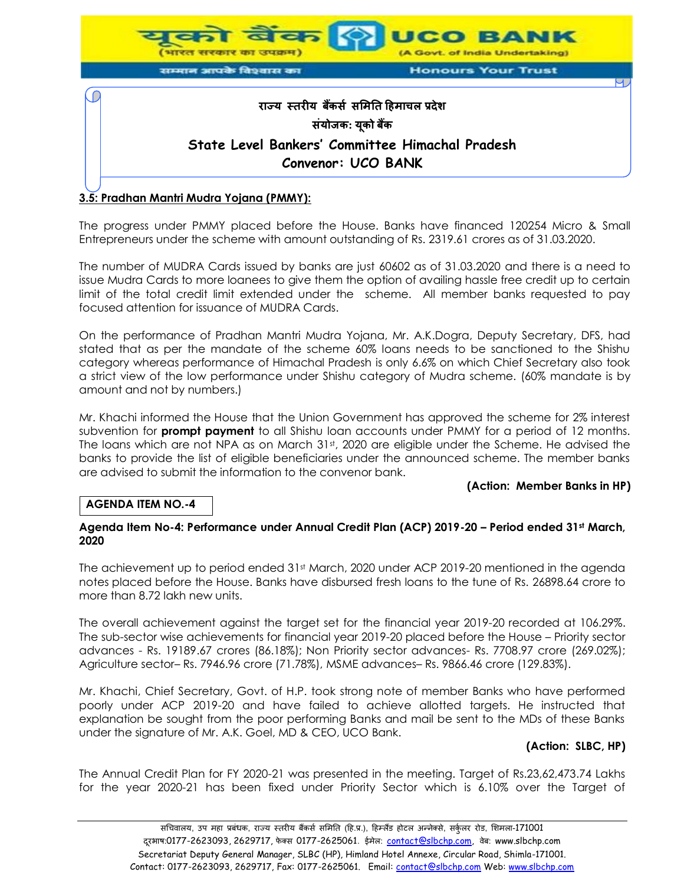### 3.5: Pradhan Mantri Mudra Yojana (PMMY):

The progress under PMMY placed before the House. Banks have financed 120254 Micro & Small Entrepreneurs under the scheme with amount outstanding of Rs. 2319.61 crores as of 31.03.2020.

The number of MUDRA Cards issued by banks are just 60602 as of 31.03.2020 and there is a need to issue Mudra Cards to more loanees to give them the option of availing hassle free credit up to certain limit of the total credit limit extended under the scheme. All member banks requested to pay focused attention for issuance of MUDRA Cards.

On the performance of Pradhan Mantri Mudra Yojana, Mr. A.K.Dogra, Deputy Secretary, DFS, had stated that as per the mandate of the scheme 60% loans needs to be sanctioned to the Shishu category whereas performance of Himachal Pradesh is only 6.6% on which Chief Secretary also took a strict view of the low performance under Shishu category of Mudra scheme. (60% mandate is by amount and not by numbers.)

Mr. Khachi informed the House that the Union Government has approved the scheme for 2% interest subvention for **prompt payment** to all Shishu loan accounts under PMMY for a period of 12 months. The loans which are not NPA as on March 31st, 2020 are eligible under the Scheme. He advised the banks to provide the list of eligible beneficiaries under the announced scheme. The member banks are advised to submit the information to the convenor bank.

**(Action: Member Banks in HP)**

**AGENDA ITEM NO.-4**

**Agenda Item No-4: Performance under Annual Credit Plan (ACP) 2019-20 – Period ended 31st March, 2020**

The achievement up to period ended 31st March, 2020 under ACP 2019-20 mentioned in the agenda notes placed before the House. Banks have disbursed fresh loans to the tune of Rs. 26898.64 crore to more than 8.72 lakh new units.

The overall achievement against the target set for the financial year 2019-20 recorded at 106.29%. The sub-sector wise achievements for financial year 2019-20 placed before the House – Priority sector advances - Rs. 19189.67 crores (86.18%); Non Priority sector advances- Rs. 7708.97 crore (269.02%); Agriculture sector– Rs. 7946.96 crore (71.78%), MSME advances– Rs. 9866.46 crore (129.83%).

Mr. Khachi, Chief Secretary, Govt. of H.P. took strong note of member Banks who have performed poorly under ACP 2019-20 and have failed to achieve allotted targets. He instructed that explanation be sought from the poor performing Banks and mail be sent to the MDs of these Banks under the signature of Mr. A.K. Goel, MD & CEO, UCO Bank.

**(Action: SLBC, HP)**

The Annual Credit Plan for FY 2020-21 was presented in the meeting. Target of Rs.23,62,473.74 Lakhs for the year 2020-21 has been fixed under Priority Sector which is 6.10% over the Target of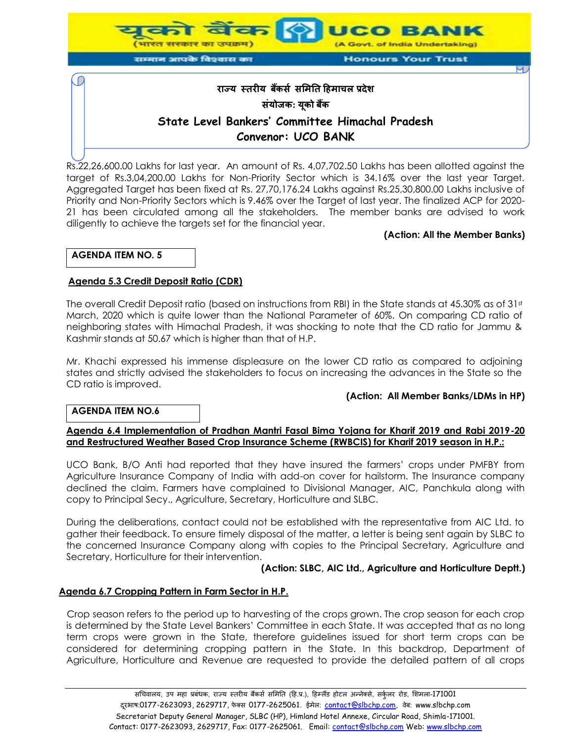Rs.22,26,600.00 Lakhs for last year. An amount of Rs. 4,07,702.50 Lakhs has been allotted against the target of Rs.3,04,200.00 Lakhs for Non-Priority Sector which is 34.16% over the last year Target. Aggregated Target has been fixed at Rs. 27,70,176.24 Lakhs against Rs.25,30,800.00 Lakhs inclusive of Priority and Non-Priority Sectors which is 9.46% over the Target of last year. The finalized ACP for 2020-21 has been circulated among all the stakeholders. The member banks are advised to work diligently to achieve the targets set for the financial year.

**(Action: All the Member Banks)**

**AGENDA ITEM NO. 5**

**Agenda 5.3 Credit Deposit Ratio (CDR)**

The overall Credit Deposit ratio (based on instructions from RBI) in the State stands at 45.30% as of 31st March, 2020 which is quite lower than the National Parameter of 60%. On comparing CD ratio of neighboring states with Himachal Pradesh, it was shocking to note that the CD ratio for Jammu & Kashmir stands at 50.67 which is higher than that of H.P.

Mr. Khachi expressed his immense displeasure on the lower CD ratio as compared to adjoining states and strictly advised the stakeholders to focus on increasing the advances in the State so the CD ratio is improved.

**(Action: All Member Banks/LDMs in HP)**

**AGENDA ITEM NO.6**

**Agenda 6.4 Implementation of Pradhan Mantri Fasal Bima Yojana for Kharif 2019 and Rabi 2019-20 and Restructured Weather Based Crop Insurance Scheme (RWBCIS) for Kharif 2019 season in H.P.:**

UCO Bank, B/O Anti had reported that they have insured the farmers' crops under PMFBY from Agriculture Insurance Company of India with add-on cover for hailstorm. The Insurance company declined the claim. Farmers have complained to Divisional Manager, AIC, Panchkula along with copy to Principal Secy., Agriculture, Secretary, Horticulture and SLBC.

During the deliberations, contact could not be established with the representative from AIC Ltd. to gather their feedback. To ensure timely disposal of the matter, a letter is being sent again by SLBC to the concerned Insurance Company along with copies to the Principal Secretary, Agriculture and Secretary, Horticulture for their intervention.

**(Action: SLBC, AIC Ltd., Agriculture and Horticulture Deptt.)**

**Agenda 6.7 Cropping Pattern in Farm Sector in H.P.**

Crop season refers to the period up to harvesting of the crops grown. The crop season for each crop is determined by the State Level Bankers' Committee in each State. It was accepted that as no long term crops were grown in the State, therefore guidelines issued for short term crops can be considered for determining cropping pattern in the State. In this backdrop, Department of Agriculture, Horticulture and Revenue are requested to provide the detailed pattern of all crops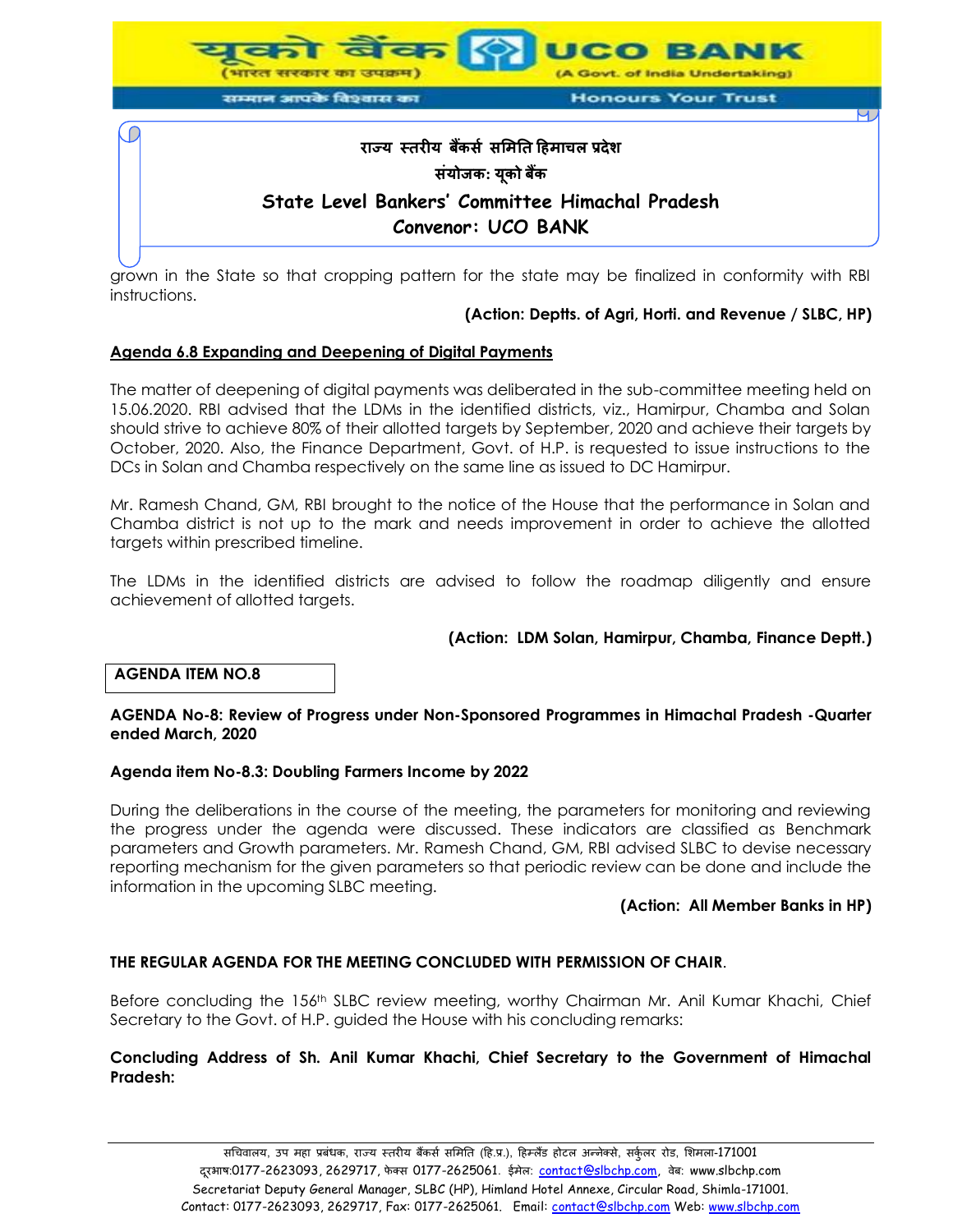grown in the State so that cropping pattern for the state may be finalized in conformity with RBI instructions.

**(Action: Deptts. of Agri, Horti. and Revenue / SLBC, HP)**

**Agenda 6.8 Expanding and Deepening of Digital Payments**

The matter of deepening of digital payments was deliberated in the sub-committee meeting held on 15.06.2020. RBI advised that the LDMs in the identified districts, viz., Hamirpur, Chamba and Solan should strive to achieve 80% of their allotted targets by September, 2020 and achieve their targets by October, 2020. Also, the Finance Department, Govt. of H.P. is requested to issue instructions to the DCs in Solan and Chamba respectively on the same line as issued to DC Hamirpur.

Mr. Ramesh Chand, GM, RBI brought to the notice of the House that the performance in Solan and Chamba district is not up to the mark and needs improvement in order to achieve the allotted targets within prescribed timeline.

The LDMs in the identified districts are advised to follow the roadmap diligently and ensure achievement of allotted targets.

**(Action: LDM Solan, Hamirpur, Chamba, Finance Deptt.)**

**AGENDA ITEM NO.8**

**AGENDA No-8: Review of Progress under Non-Sponsored Programmes in Himachal Pradesh -Quarter ended March, 2020**

**Agenda item No-8.3: Doubling Farmers Income by 2022**

During the deliberations in the course of the meeting, the parameters for monitoring and reviewing the progress under the agenda were discussed. These indicators are classified as Benchmark parameters and Growth parameters. Mr. Ramesh Chand, GM, RBI advised SLBC to devise necessary reporting mechanism for the given parameters so that periodic review can be done and include the information in the upcoming SLBC meeting.

**(Action: All Member Banks in HP)**

**THE REGULAR AGENDA FOR THE MEETING CONCLUDED WITH PERMISSION OF CHAIR**.

Before concluding the 156th SLBC review meeting, worthy Chairman Mr. Anil Kumar Khachi, Chief Secretary to the Govt. of H.P. guided the House with his concluding remarks:

**Concluding Address of Sh. Anil Kumar Khachi, Chief Secretary to the Government of Himachal Pradesh:**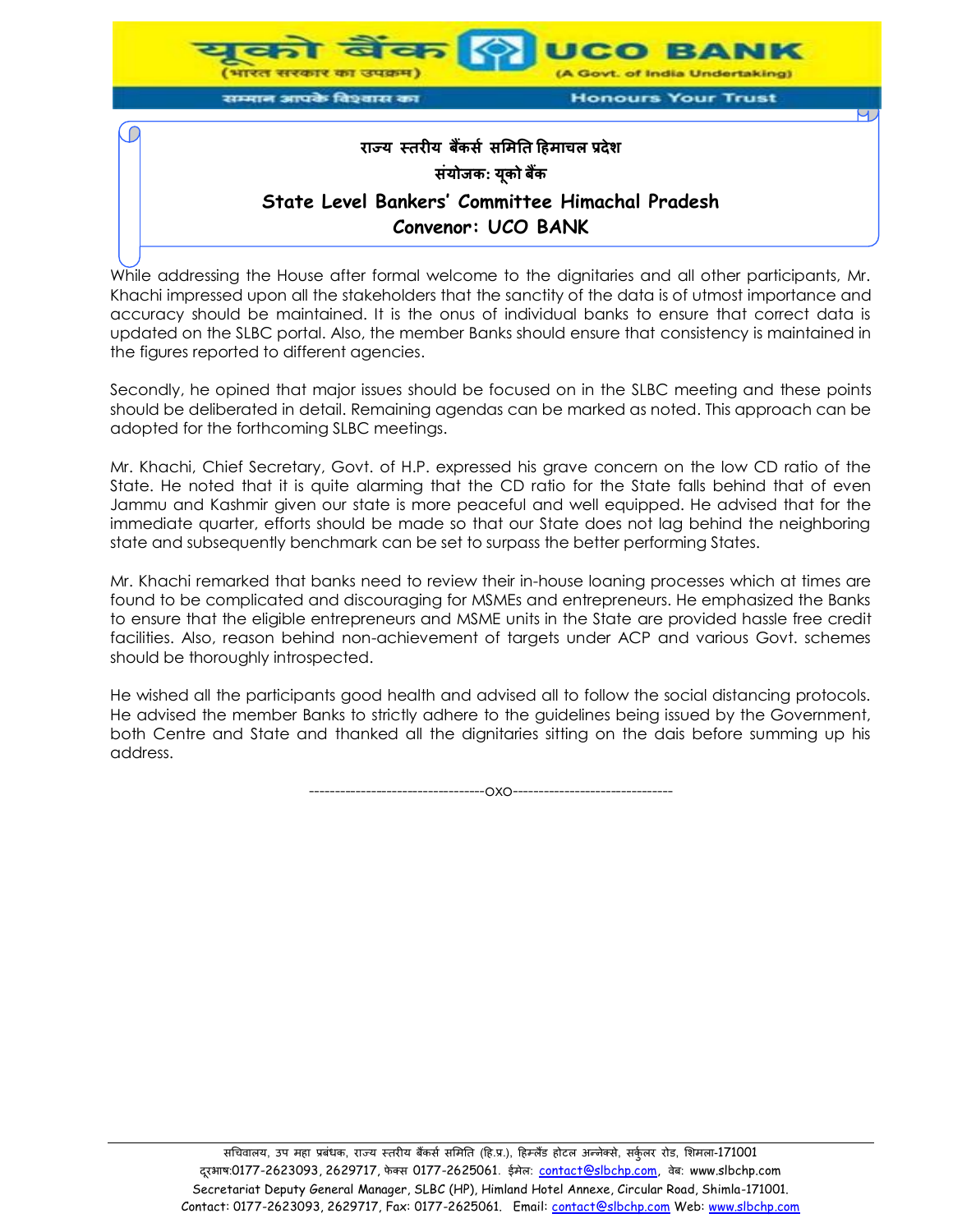While addressing the House after formal welcome to the dignitaries and all other participants, Mr. Khachi impressed upon all the stakeholders that the sanctity of the data is of utmost importance and accuracy should be maintained. It is the onus of individual banks to ensure that correct data is updated on the SLBC portal. Also, the member Banks should ensure that consistency is maintained in the figures reported to different agencies.

Secondly, he opined that major issues should be focused on in the SLBC meeting and these points should be deliberated in detail. Remaining agendas can be marked as noted. This approach can be adopted for the forthcoming SLBC meetings.

Mr. Khachi, Chief Secretary, Govt. of H.P. expressed his grave concern on the low CD ratio of the State. He noted that it is quite alarming that the CD ratio for the State falls behind that of even Jammu and Kashmir given our state is more peaceful and well equipped. He advised that for the immediate quarter, efforts should be made so that our State does not lag behind the neighboring state and subsequently benchmark can be set to surpass the better performing States.

Mr. Khachi remarked that banks need to review their in-house loaning processes which at times are found to be complicated and discouraging for MSMEs and entrepreneurs. He emphasized the Banks to ensure that the eligible entrepreneurs and MSME units in the State are provided hassle free credit facilities. Also, reason behind non-achievement of targets under ACP and various Govt. schemes should be thoroughly introspected.

He wished all the participants good health and advised all to follow the social distancing protocols. He advised the member Banks to strictly adhere to the guidelines being issued by the Government, both Centre and State and thanked all the dignitaries sitting on the dais before summing up his address.

---------------------------------oxo------------------------------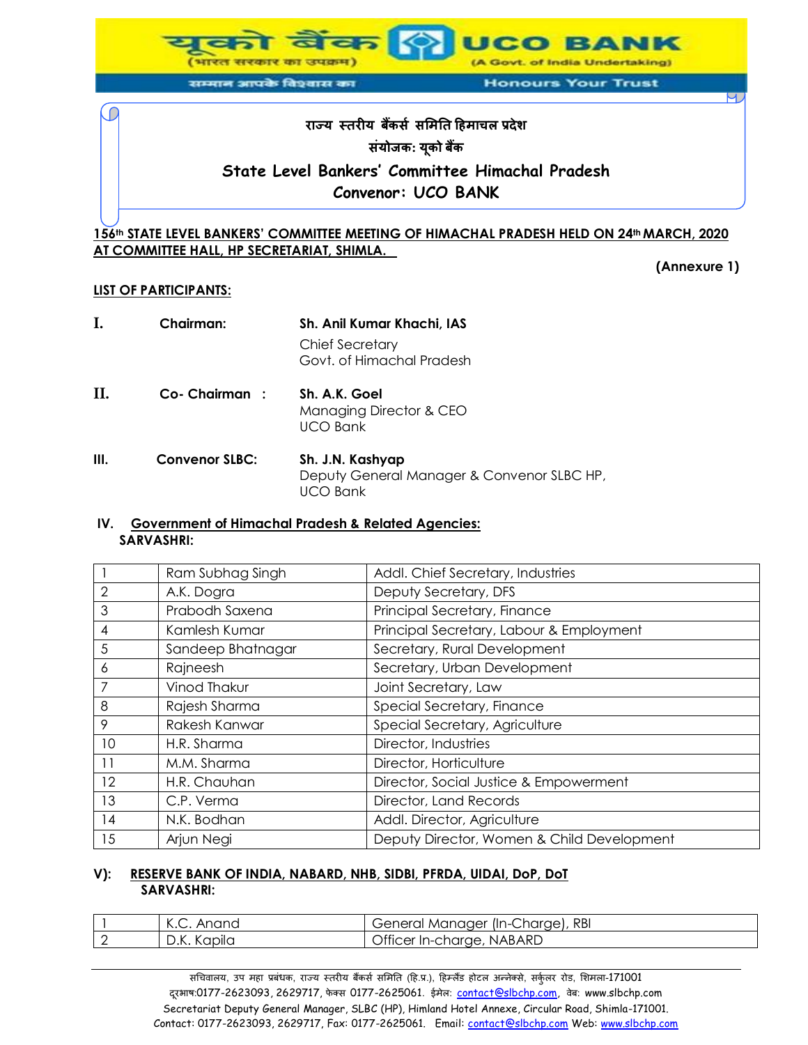राज्य स्तरीय बैंकर्स समिति हिमाचल प्रदेश

संयोजक: यूको बैंक

**State Level Bankers' Committee Himachal Pradesh**

**Convenor: UCO BANK**

**156th STATE LEVEL BANKERS' COMMITTEE MEETING OF HIMACHAL PRADESH HELD ON 24th MARCH, 2020 AT COMMITTEE HALL, HP SECRETARIAT, SHIMLA.**

**(Annexure 1)**

**LIST OF PARTICIPANTS:**

**I. Chairman:** **Sh. Anil Kumar Khachi, IAS**
Chief Secretary
Govt. of Himachal Pradesh

**II. Co- Chairman :** **Sh. A.K. Goel**
Managing Director & CEO
UCO Bank

**III. Convenor SLBC:** **Sh. J.N. Kashyap**
Deputy General Manager & Convenor SLBC HP,
UCO Bank

**IV. Government of Himachal Pradesh & Related Agencies:**
**SARVASHRI:**

| | | |
|---|---|---|
| 1 | Ram Subhag Singh | Addl. Chief Secretary, Industries |
| 2 | A.K. Dogra | Deputy Secretary, DFS |
| 3 | Prabodh Saxena | Principal Secretary, Finance |
| 4 | Kamlesh Kumar | Principal Secretary, Labour & Employment |
| 5 | Sandeep Bhatnagar | Secretary, Rural Development |
| 6 | Rajneesh | Secretary, Urban Development |
| 7 | Vinod Thakur | Joint Secretary, Law |
| 8 | Rajesh Sharma | Special Secretary, Finance |
| 9 | Rakesh Kanwar | Special Secretary, Agriculture |
| 10 | H.R. Sharma | Director, Industries |
| 11 | M.M. Sharma | Director, Horticulture |
| 12 | H.R. Chauhan | Director, Social Justice & Empowerment |
| 13 | C.P. Verma | Director, Land Records |
| 14 | N.K. Bodhan | Addl. Director, Agriculture |
| 15 | Arjun Negi | Deputy Director, Women & Child Development |

**V): RESERVE BANK OF INDIA, NABARD, NHB, SIDBI, PFRDA, UIDAI, DoP, DoT**
**SARVASHRI:**

| | | |
|---|---|---|
| 1 | K.C. Anand | General Manager (In-Charge), RBI |
| 2 | D.K. Kapila | Officer In-charge, NABARD |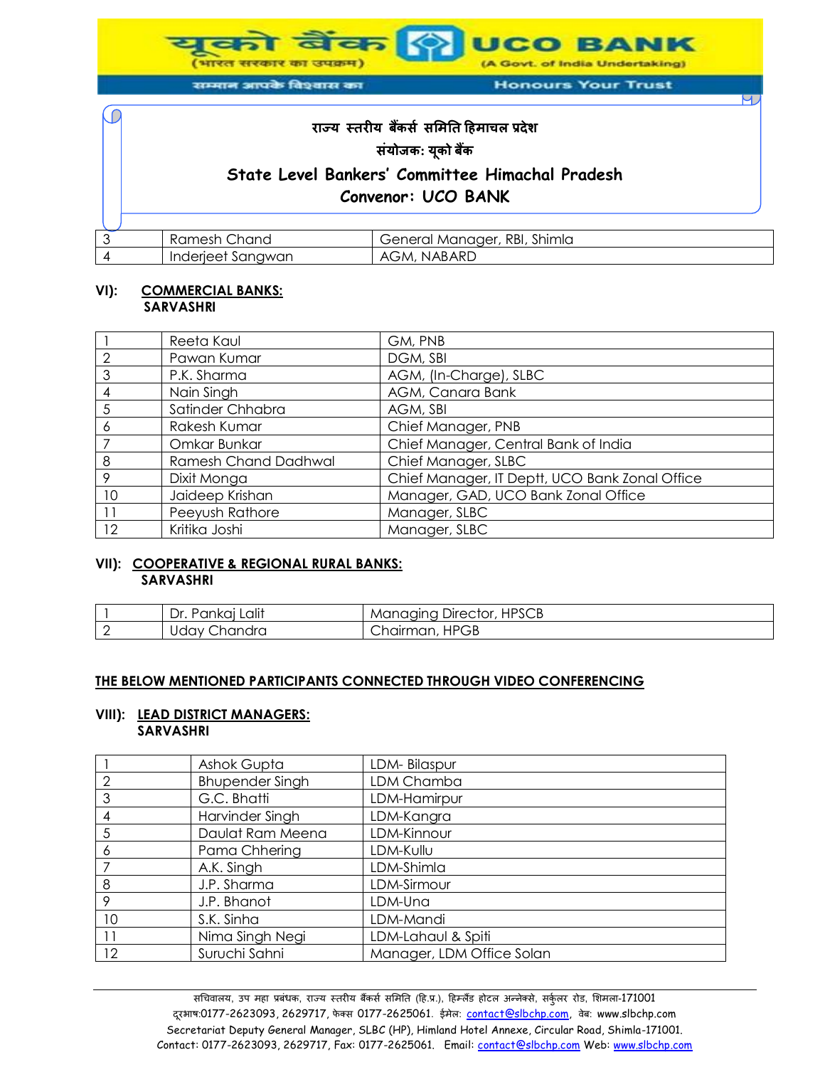राज्य स्तरीय बैंकर्स समिति हिमाचल प्रदेश

संयोजक: यूको बैंक

**State Level Bankers' Committee Himachal Pradesh**

**Convenor: UCO BANK**

| | | |
|---|---|---|
| 3 | Ramesh Chand | General Manager, RBI, Shimla |
| 4 | Inderjeet Sangwan | AGM, NABARD |

**VI): COMMERCIAL BANKS:**
**SARVASHRI**

| | | |
|---|---|---|
| 1 | Reeta Kaul | GM, PNB |
| 2 | Pawan Kumar | DGM, SBI |
| 3 | P.K. Sharma | AGM, (In-Charge), SLBC |
| 4 | Nain Singh | AGM, Canara Bank |
| 5 | Satinder Chhabra | AGM, SBI |
| 6 | Rakesh Kumar | Chief Manager, PNB |
| 7 | Omkar Bunkar | Chief Manager, Central Bank of India |
| 8 | Ramesh Chand Dadhwal | Chief Manager, SLBC |
| 9 | Dixit Monga | Chief Manager, IT Deptt, UCO Bank Zonal Office |
| 10 | Jaideep Krishan | Manager, GAD, UCO Bank Zonal Office |
| 11 | Peeyush Rathore | Manager, SLBC |
| 12 | Kritika Joshi | Manager, SLBC |

**VII): COOPERATIVE & REGIONAL RURAL BANKS:**
**SARVASHRI**

| | | |
|---|---|---|
| 1 | Dr. Pankaj Lalit | Managing Director, HPSCB |
| 2 | Uday Chandra | Chairman, HPGB |

**THE BELOW MENTIONED PARTICIPANTS CONNECTED THROUGH VIDEO CONFERENCING**

**VIII): LEAD DISTRICT MANAGERS:**
**SARVASHRI**

| | | |
|---|---|---|
| 1 | Ashok Gupta | LDM- Bilaspur |
| 2 | Bhupender Singh | LDM Chamba |
| 3 | G.C. Bhatti | LDM-Hamirpur |
| 4 | Harvinder Singh | LDM-Kangra |
| 5 | Daulat Ram Meena | LDM-Kinnour |
| 6 | Pama Chhering | LDM-Kullu |
| 7 | A.K. Singh | LDM-Shimla |
| 8 | J.P. Sharma | LDM-Sirmour |
| 9 | J.P. Bhanot | LDM-Una |
| 10 | S.K. Sinha | LDM-Mandi |
| 11 | Nima Singh Negi | LDM-Lahaul & Spiti |
| 12 | Suruchi Sahni | Manager, LDM Office Solan |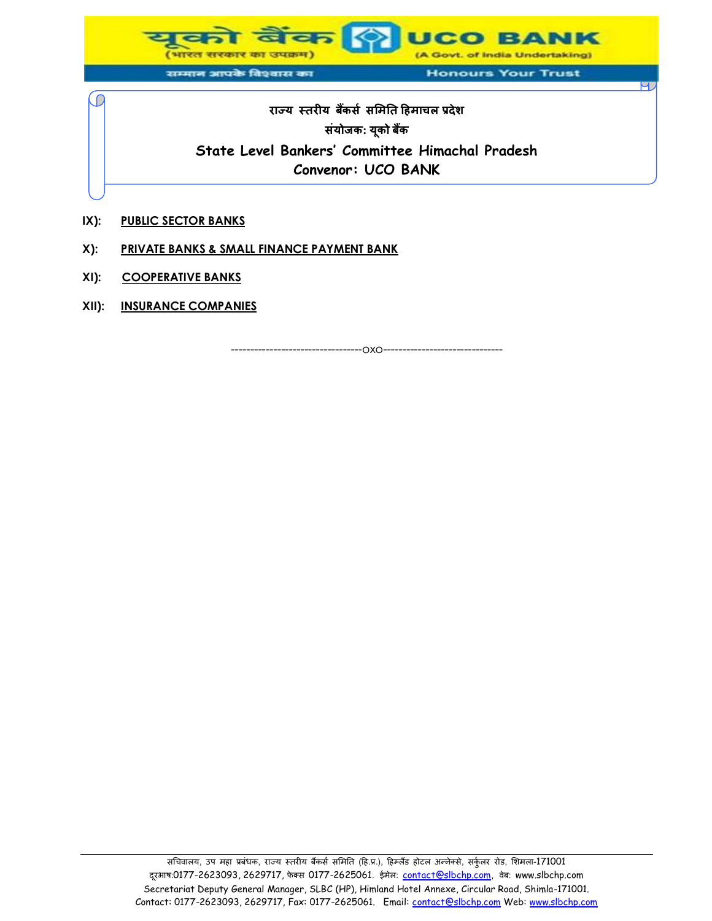राज्य स्तरीय बैंकर्स समिति हिमाचल प्रदेश

संयोजक: यूको बैंक

**State Level Bankers' Committee Himachal Pradesh**

**Convenor: UCO BANK**

**IX): PUBLIC SECTOR BANKS**

**X): PRIVATE BANKS & SMALL FINANCE PAYMENT BANK**

**XI): COOPERATIVE BANKS**

**XII): INSURANCE COMPANIES**

----------------------------------OXO-------------------------------